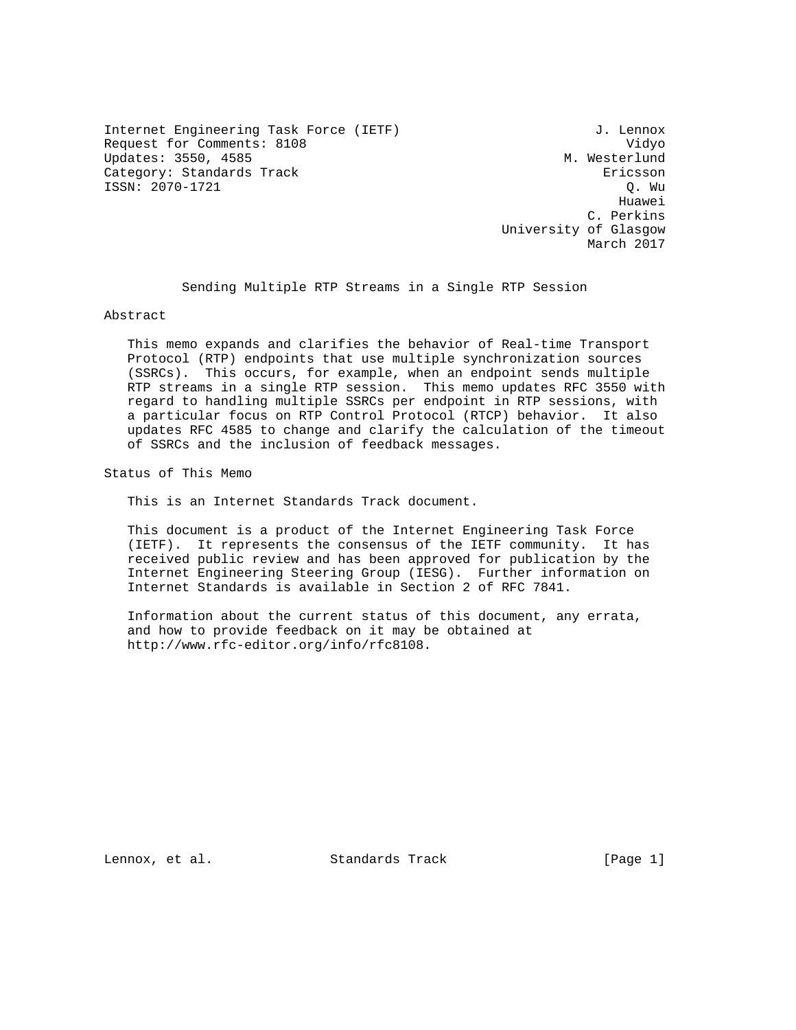Internet Engineering Task Force (IETF) J. Lennox
Request for Comments: 8108 Vidyo
Updates: 3550, 4585 M. Westerlund
Category: Standards Track Ericsson
ISSN: 2070-1721 Q. Wu
Huawei
C. Perkins
University of Glasgow
March 2017

# Sending Multiple RTP Streams in a Single RTP Session

## Abstract

This memo expands and clarifies the behavior of Real-time Transport Protocol (RTP) endpoints that use multiple synchronization sources (SSRCs). This occurs, for example, when an endpoint sends multiple RTP streams in a single RTP session. This memo updates RFC 3550 with regard to handling multiple SSRCs per endpoint in RTP sessions, with a particular focus on RTP Control Protocol (RTCP) behavior. It also updates RFC 4585 to change and clarify the calculation of the timeout of SSRCs and the inclusion of feedback messages.

## Status of This Memo

This is an Internet Standards Track document.

This document is a product of the Internet Engineering Task Force (IETF). It represents the consensus of the IETF community. It has received public review and has been approved for publication by the Internet Engineering Steering Group (IESG). Further information on Internet Standards is available in Section 2 of RFC 7841.

Information about the current status of this document, any errata, and how to provide feedback on it may be obtained at http://www.rfc-editor.org/info/rfc8108.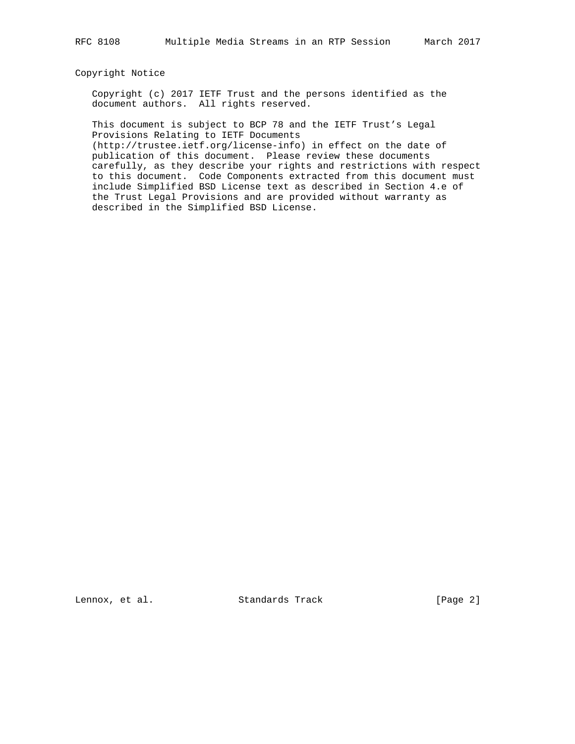## Copyright Notice

Copyright (c) 2017 IETF Trust and the persons identified as the document authors. All rights reserved.

This document is subject to BCP 78 and the IETF Trust's Legal Provisions Relating to IETF Documents (http://trustee.ietf.org/license-info) in effect on the date of publication of this document. Please review these documents carefully, as they describe your rights and restrictions with respect to this document. Code Components extracted from this document must include Simplified BSD License text as described in Section 4.e of the Trust Legal Provisions and are provided without warranty as described in the Simplified BSD License.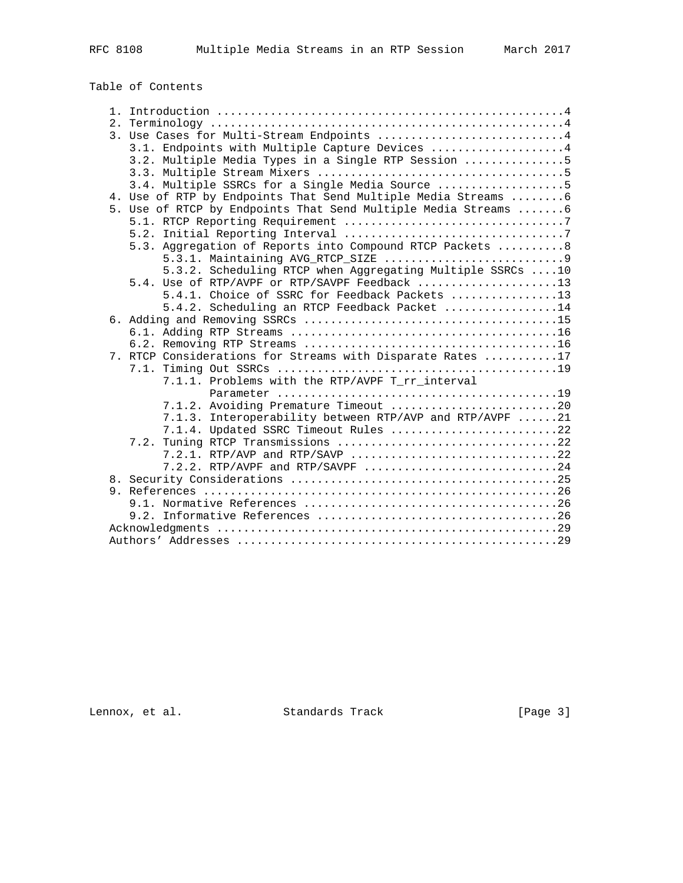Table of Contents

```
   1. Introduction ....................................................4
   2. Terminology .....................................................4
   3. Use Cases for Multi-Stream Endpoints ............................4
      3.1. Endpoints with Multiple Capture Devices ....................4
      3.2. Multiple Media Types in a Single RTP Session ...............5
      3.3. Multiple Stream Mixers .....................................5
      3.4. Multiple SSRCs for a Single Media Source ...................5
   4. Use of RTP by Endpoints That Send Multiple Media Streams ........6
   5. Use of RTCP by Endpoints That Send Multiple Media Streams .......6
      5.1. RTCP Reporting Requirement .................................7
      5.2. Initial Reporting Interval .................................7
      5.3. Aggregation of Reports into Compound RTCP Packets ..........8
           5.3.1. Maintaining AVG_RTCP_SIZE ...........................9
           5.3.2. Scheduling RTCP when Aggregating Multiple SSRCs ....10
      5.4. Use of RTP/AVPF or RTP/SAVPF Feedback .....................13
           5.4.1. Choice of SSRC for Feedback Packets ................13
           5.4.2. Scheduling an RTCP Feedback Packet .................14
   6. Adding and Removing SSRCs ......................................15
      6.1. Adding RTP Streams ........................................16
      6.2. Removing RTP Streams ......................................16
   7. RTCP Considerations for Streams with Disparate Rates ...........17
      7.1. Timing Out SSRCs ..........................................19
           7.1.1. Problems with the RTP/AVPF T_rr_interval
                  Parameter ..........................................19
           7.1.2. Avoiding Premature Timeout .........................20
           7.1.3. Interoperability between RTP/AVP and RTP/AVPF ......21
           7.1.4. Updated SSRC Timeout Rules .........................22
      7.2. Tuning RTCP Transmissions .................................22
           7.2.1. RTP/AVP and RTP/SAVP ...............................22
           7.2.2. RTP/AVPF and RTP/SAVPF .............................24
   8. Security Considerations ........................................25
   9. References .....................................................26
      9.1. Normative References ......................................26
      9.2. Informative References ....................................26
   Acknowledgments ...................................................29
   Authors' Addresses ................................................29
```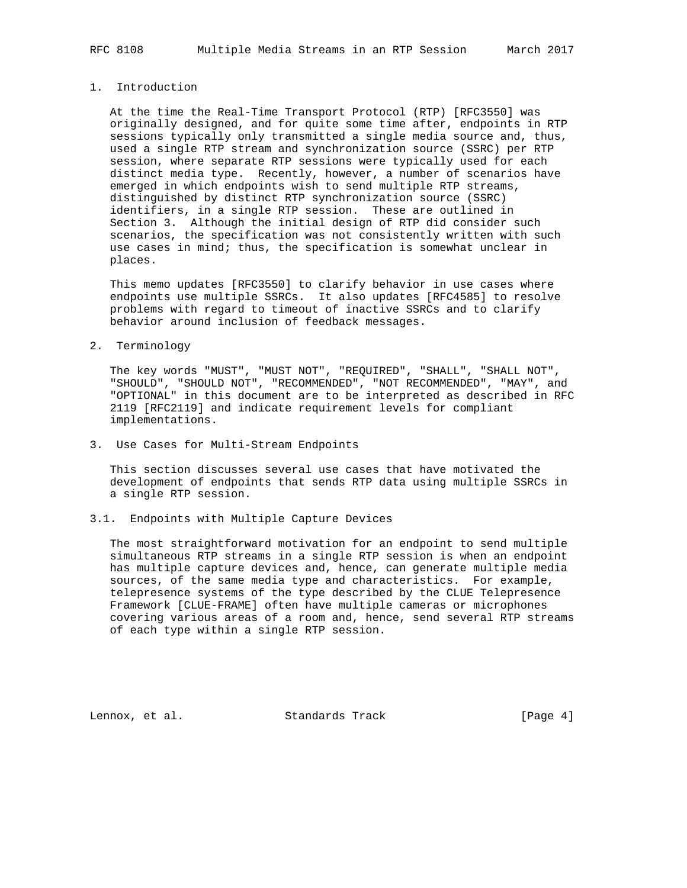## 1. Introduction

At the time the Real-Time Transport Protocol (RTP) [RFC3550] was originally designed, and for quite some time after, endpoints in RTP sessions typically only transmitted a single media source and, thus, used a single RTP stream and synchronization source (SSRC) per RTP session, where separate RTP sessions were typically used for each distinct media type. Recently, however, a number of scenarios have emerged in which endpoints wish to send multiple RTP streams, distinguished by distinct RTP synchronization source (SSRC) identifiers, in a single RTP session. These are outlined in Section 3. Although the initial design of RTP did consider such scenarios, the specification was not consistently written with such use cases in mind; thus, the specification is somewhat unclear in places.

This memo updates [RFC3550] to clarify behavior in use cases where endpoints use multiple SSRCs. It also updates [RFC4585] to resolve problems with regard to timeout of inactive SSRCs and to clarify behavior around inclusion of feedback messages.

## 2. Terminology

The key words "MUST", "MUST NOT", "REQUIRED", "SHALL", "SHALL NOT", "SHOULD", "SHOULD NOT", "RECOMMENDED", "NOT RECOMMENDED", "MAY", and "OPTIONAL" in this document are to be interpreted as described in RFC 2119 [RFC2119] and indicate requirement levels for compliant implementations.

## 3. Use Cases for Multi-Stream Endpoints

This section discusses several use cases that have motivated the development of endpoints that sends RTP data using multiple SSRCs in a single RTP session.

### 3.1. Endpoints with Multiple Capture Devices

The most straightforward motivation for an endpoint to send multiple simultaneous RTP streams in a single RTP session is when an endpoint has multiple capture devices and, hence, can generate multiple media sources, of the same media type and characteristics. For example, telepresence systems of the type described by the CLUE Telepresence Framework [CLUE-FRAME] often have multiple cameras or microphones covering various areas of a room and, hence, send several RTP streams of each type within a single RTP session.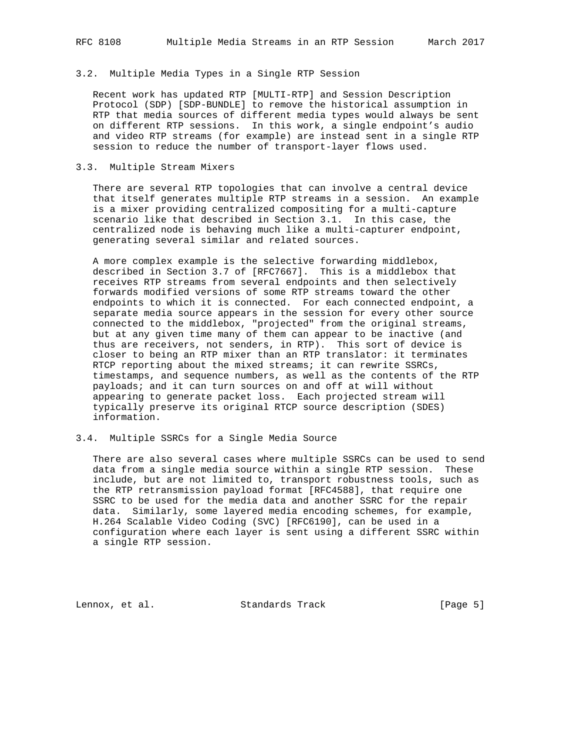### 3.2. Multiple Media Types in a Single RTP Session

Recent work has updated RTP [MULTI-RTP] and Session Description Protocol (SDP) [SDP-BUNDLE] to remove the historical assumption in RTP that media sources of different media types would always be sent on different RTP sessions. In this work, a single endpoint's audio and video RTP streams (for example) are instead sent in a single RTP session to reduce the number of transport-layer flows used.

### 3.3. Multiple Stream Mixers

There are several RTP topologies that can involve a central device that itself generates multiple RTP streams in a session. An example is a mixer providing centralized compositing for a multi-capture scenario like that described in Section 3.1. In this case, the centralized node is behaving much like a multi-capturer endpoint, generating several similar and related sources.

A more complex example is the selective forwarding middlebox, described in Section 3.7 of [RFC7667]. This is a middlebox that receives RTP streams from several endpoints and then selectively forwards modified versions of some RTP streams toward the other endpoints to which it is connected. For each connected endpoint, a separate media source appears in the session for every other source connected to the middlebox, "projected" from the original streams, but at any given time many of them can appear to be inactive (and thus are receivers, not senders, in RTP). This sort of device is closer to being an RTP mixer than an RTP translator: it terminates RTCP reporting about the mixed streams; it can rewrite SSRCs, timestamps, and sequence numbers, as well as the contents of the RTP payloads; and it can turn sources on and off at will without appearing to generate packet loss. Each projected stream will typically preserve its original RTCP source description (SDES) information.

### 3.4. Multiple SSRCs for a Single Media Source

There are also several cases where multiple SSRCs can be used to send data from a single media source within a single RTP session. These include, but are not limited to, transport robustness tools, such as the RTP retransmission payload format [RFC4588], that require one SSRC to be used for the media data and another SSRC for the repair data. Similarly, some layered media encoding schemes, for example, H.264 Scalable Video Coding (SVC) [RFC6190], can be used in a configuration where each layer is sent using a different SSRC within a single RTP session.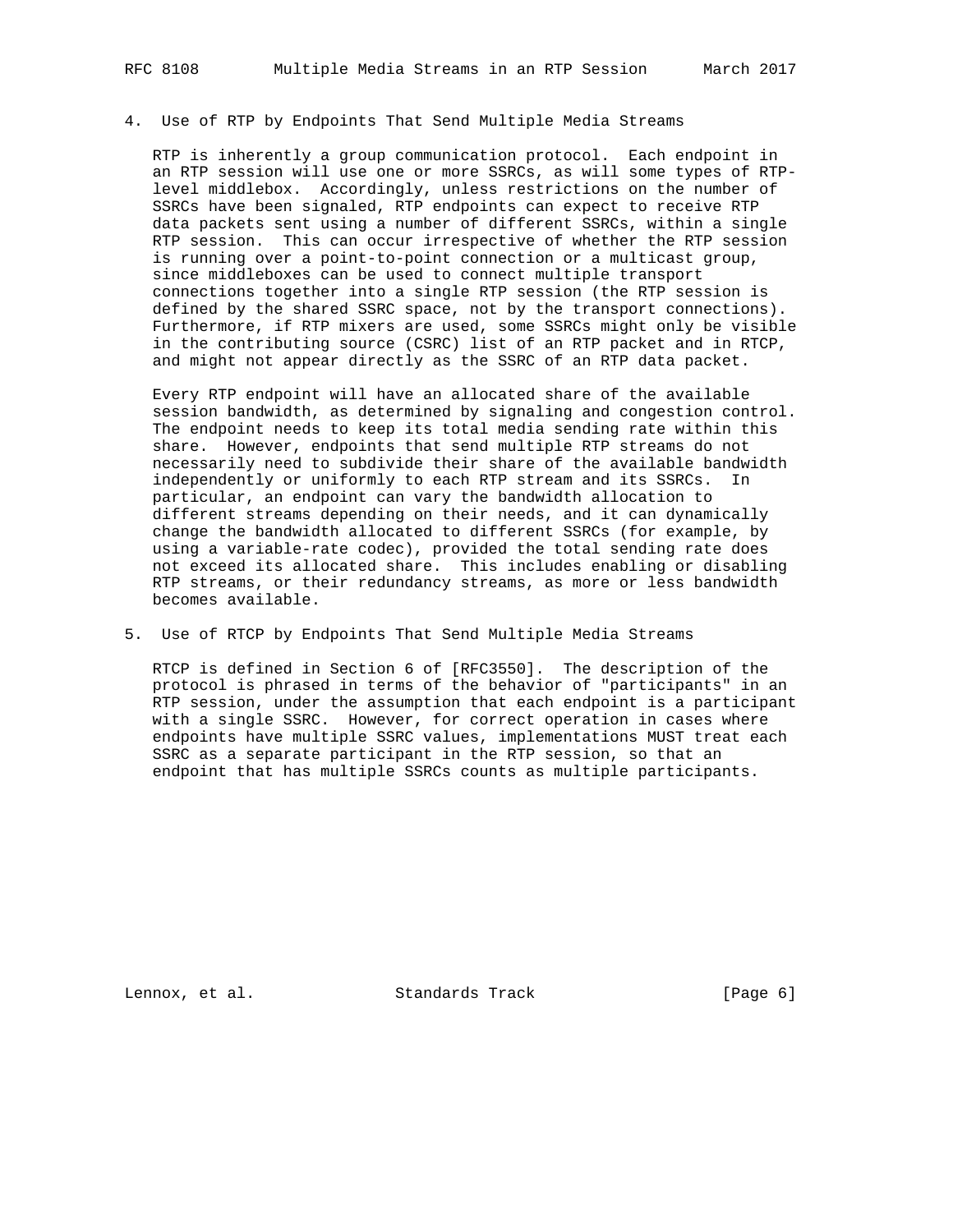## 4. Use of RTP by Endpoints That Send Multiple Media Streams

RTP is inherently a group communication protocol. Each endpoint in an RTP session will use one or more SSRCs, as will some types of RTP-level middlebox. Accordingly, unless restrictions on the number of SSRCs have been signaled, RTP endpoints can expect to receive RTP data packets sent using a number of different SSRCs, within a single RTP session. This can occur irrespective of whether the RTP session is running over a point-to-point connection or a multicast group, since middleboxes can be used to connect multiple transport connections together into a single RTP session (the RTP session is defined by the shared SSRC space, not by the transport connections). Furthermore, if RTP mixers are used, some SSRCs might only be visible in the contributing source (CSRC) list of an RTP packet and in RTCP, and might not appear directly as the SSRC of an RTP data packet.

Every RTP endpoint will have an allocated share of the available session bandwidth, as determined by signaling and congestion control. The endpoint needs to keep its total media sending rate within this share. However, endpoints that send multiple RTP streams do not necessarily need to subdivide their share of the available bandwidth independently or uniformly to each RTP stream and its SSRCs. In particular, an endpoint can vary the bandwidth allocation to different streams depending on their needs, and it can dynamically change the bandwidth allocated to different SSRCs (for example, by using a variable-rate codec), provided the total sending rate does not exceed its allocated share. This includes enabling or disabling RTP streams, or their redundancy streams, as more or less bandwidth becomes available.

## 5. Use of RTCP by Endpoints That Send Multiple Media Streams

RTCP is defined in Section 6 of [RFC3550]. The description of the protocol is phrased in terms of the behavior of "participants" in an RTP session, under the assumption that each endpoint is a participant with a single SSRC. However, for correct operation in cases where endpoints have multiple SSRC values, implementations MUST treat each SSRC as a separate participant in the RTP session, so that an endpoint that has multiple SSRCs counts as multiple participants.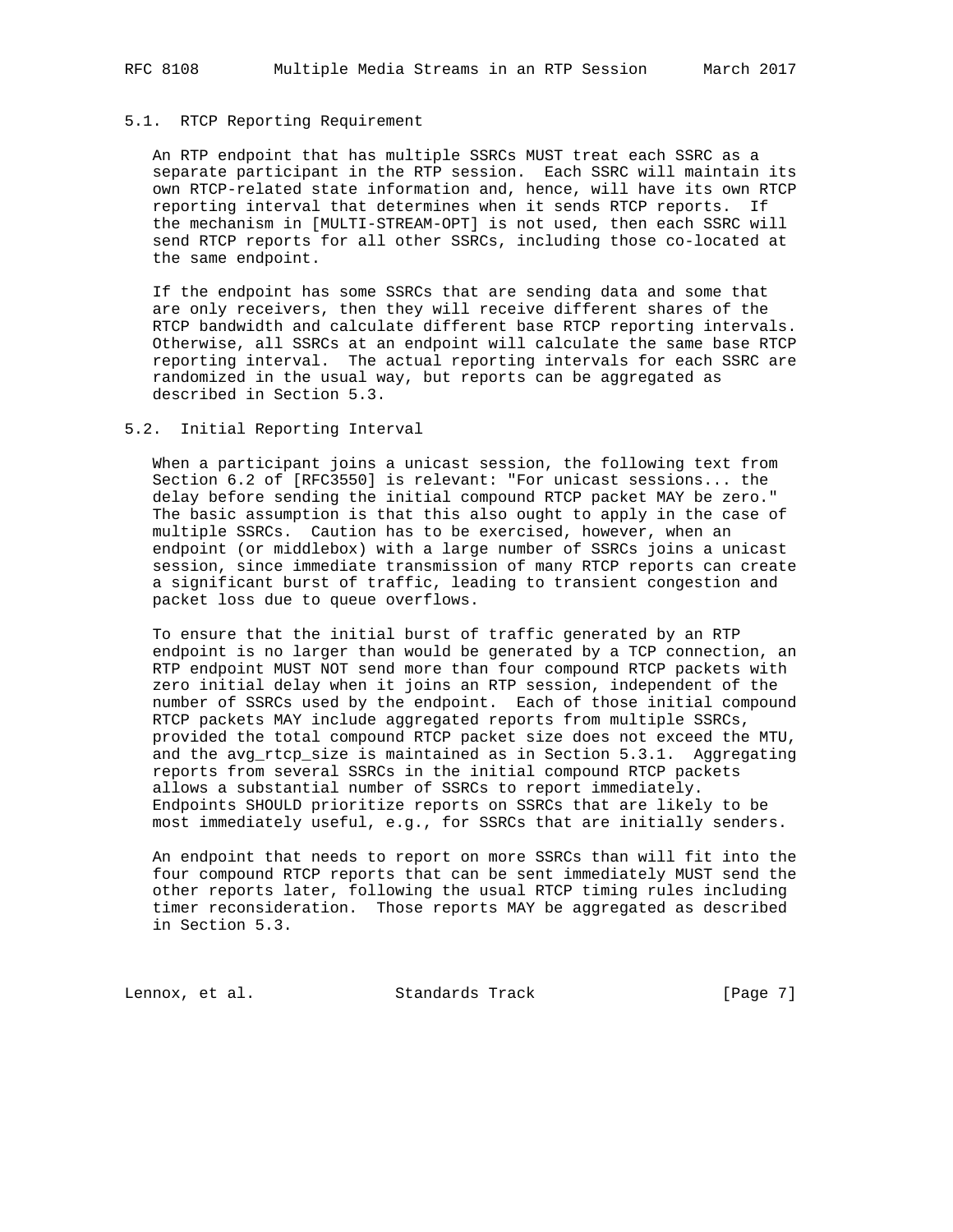### 5.1. RTCP Reporting Requirement

An RTP endpoint that has multiple SSRCs MUST treat each SSRC as a separate participant in the RTP session. Each SSRC will maintain its own RTCP-related state information and, hence, will have its own RTCP reporting interval that determines when it sends RTCP reports. If the mechanism in [MULTI-STREAM-OPT] is not used, then each SSRC will send RTCP reports for all other SSRCs, including those co-located at the same endpoint.

If the endpoint has some SSRCs that are sending data and some that are only receivers, then they will receive different shares of the RTCP bandwidth and calculate different base RTCP reporting intervals. Otherwise, all SSRCs at an endpoint will calculate the same base RTCP reporting interval. The actual reporting intervals for each SSRC are randomized in the usual way, but reports can be aggregated as described in Section 5.3.

### 5.2. Initial Reporting Interval

When a participant joins a unicast session, the following text from Section 6.2 of [RFC3550] is relevant: "For unicast sessions... the delay before sending the initial compound RTCP packet MAY be zero." The basic assumption is that this also ought to apply in the case of multiple SSRCs. Caution has to be exercised, however, when an endpoint (or middlebox) with a large number of SSRCs joins a unicast session, since immediate transmission of many RTCP reports can create a significant burst of traffic, leading to transient congestion and packet loss due to queue overflows.

To ensure that the initial burst of traffic generated by an RTP endpoint is no larger than would be generated by a TCP connection, an RTP endpoint MUST NOT send more than four compound RTCP packets with zero initial delay when it joins an RTP session, independent of the number of SSRCs used by the endpoint. Each of those initial compound RTCP packets MAY include aggregated reports from multiple SSRCs, provided the total compound RTCP packet size does not exceed the MTU, and the avg_rtcp_size is maintained as in Section 5.3.1. Aggregating reports from several SSRCs in the initial compound RTCP packets allows a substantial number of SSRCs to report immediately. Endpoints SHOULD prioritize reports on SSRCs that are likely to be most immediately useful, e.g., for SSRCs that are initially senders.

An endpoint that needs to report on more SSRCs than will fit into the four compound RTCP reports that can be sent immediately MUST send the other reports later, following the usual RTCP timing rules including timer reconsideration. Those reports MAY be aggregated as described in Section 5.3.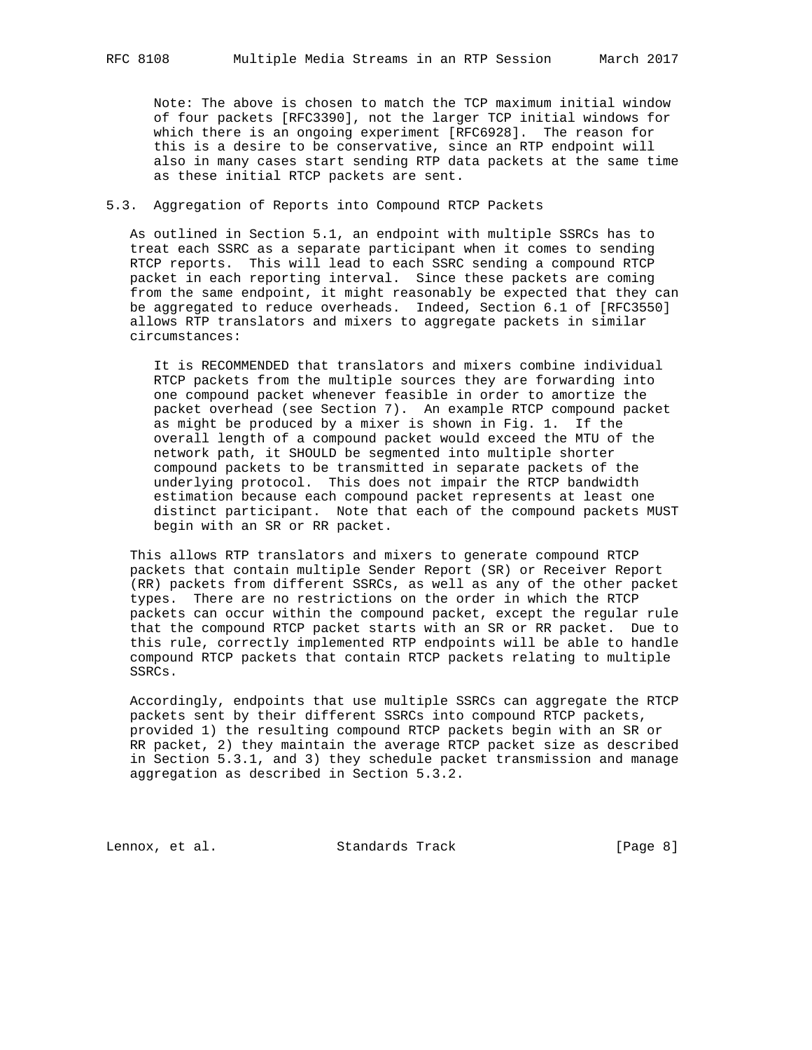Note: The above is chosen to match the TCP maximum initial window of four packets [RFC3390], not the larger TCP initial windows for which there is an ongoing experiment [RFC6928]. The reason for this is a desire to be conservative, since an RTP endpoint will also in many cases start sending RTP data packets at the same time as these initial RTCP packets are sent.

### 5.3. Aggregation of Reports into Compound RTCP Packets

As outlined in Section 5.1, an endpoint with multiple SSRCs has to treat each SSRC as a separate participant when it comes to sending RTCP reports. This will lead to each SSRC sending a compound RTCP packet in each reporting interval. Since these packets are coming from the same endpoint, it might reasonably be expected that they can be aggregated to reduce overheads. Indeed, Section 6.1 of [RFC3550] allows RTP translators and mixers to aggregate packets in similar circumstances:

> It is RECOMMENDED that translators and mixers combine individual RTCP packets from the multiple sources they are forwarding into one compound packet whenever feasible in order to amortize the packet overhead (see Section 7). An example RTCP compound packet as might be produced by a mixer is shown in Fig. 1. If the overall length of a compound packet would exceed the MTU of the network path, it SHOULD be segmented into multiple shorter compound packets to be transmitted in separate packets of the underlying protocol. This does not impair the RTCP bandwidth estimation because each compound packet represents at least one distinct participant. Note that each of the compound packets MUST begin with an SR or RR packet.

This allows RTP translators and mixers to generate compound RTCP packets that contain multiple Sender Report (SR) or Receiver Report (RR) packets from different SSRCs, as well as any of the other packet types. There are no restrictions on the order in which the RTCP packets can occur within the compound packet, except the regular rule that the compound RTCP packet starts with an SR or RR packet. Due to this rule, correctly implemented RTP endpoints will be able to handle compound RTCP packets that contain RTCP packets relating to multiple SSRCs.

Accordingly, endpoints that use multiple SSRCs can aggregate the RTCP packets sent by their different SSRCs into compound RTCP packets, provided 1) the resulting compound RTCP packets begin with an SR or RR packet, 2) they maintain the average RTCP packet size as described in Section 5.3.1, and 3) they schedule packet transmission and manage aggregation as described in Section 5.3.2.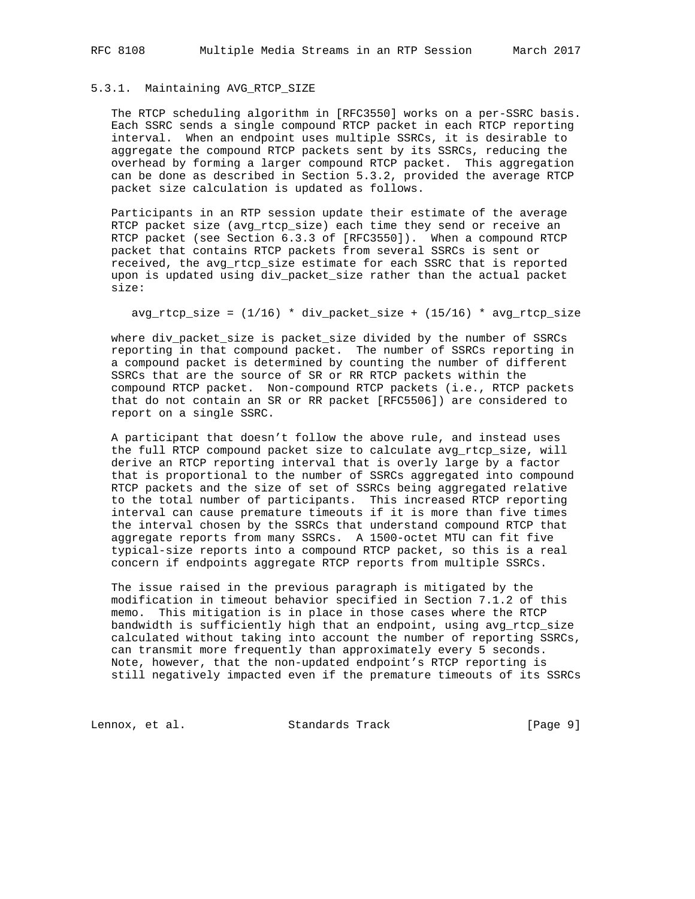### 5.3.1. Maintaining AVG_RTCP_SIZE

The RTCP scheduling algorithm in [RFC3550] works on a per-SSRC basis. Each SSRC sends a single compound RTCP packet in each RTCP reporting interval. When an endpoint uses multiple SSRCs, it is desirable to aggregate the compound RTCP packets sent by its SSRCs, reducing the overhead by forming a larger compound RTCP packet. This aggregation can be done as described in Section 5.3.2, provided the average RTCP packet size calculation is updated as follows.

Participants in an RTP session update their estimate of the average RTCP packet size (avg_rtcp_size) each time they send or receive an RTCP packet (see Section 6.3.3 of [RFC3550]). When a compound RTCP packet that contains RTCP packets from several SSRCs is sent or received, the avg_rtcp_size estimate for each SSRC that is reported upon is updated using div_packet_size rather than the actual packet size:

```
avg_rtcp_size = (1/16) * div_packet_size + (15/16) * avg_rtcp_size
```

where div_packet_size is packet_size divided by the number of SSRCs reporting in that compound packet. The number of SSRCs reporting in a compound packet is determined by counting the number of different SSRCs that are the source of SR or RR RTCP packets within the compound RTCP packet. Non-compound RTCP packets (i.e., RTCP packets that do not contain an SR or RR packet [RFC5506]) are considered to report on a single SSRC.

A participant that doesn't follow the above rule, and instead uses the full RTCP compound packet size to calculate avg_rtcp_size, will derive an RTCP reporting interval that is overly large by a factor that is proportional to the number of SSRCs aggregated into compound RTCP packets and the size of set of SSRCs being aggregated relative to the total number of participants. This increased RTCP reporting interval can cause premature timeouts if it is more than five times the interval chosen by the SSRCs that understand compound RTCP that aggregate reports from many SSRCs. A 1500-octet MTU can fit five typical-size reports into a compound RTCP packet, so this is a real concern if endpoints aggregate RTCP reports from multiple SSRCs.

The issue raised in the previous paragraph is mitigated by the modification in timeout behavior specified in Section 7.1.2 of this memo. This mitigation is in place in those cases where the RTCP bandwidth is sufficiently high that an endpoint, using avg_rtcp_size calculated without taking into account the number of reporting SSRCs, can transmit more frequently than approximately every 5 seconds. Note, however, that the non-updated endpoint's RTCP reporting is still negatively impacted even if the premature timeouts of its SSRCs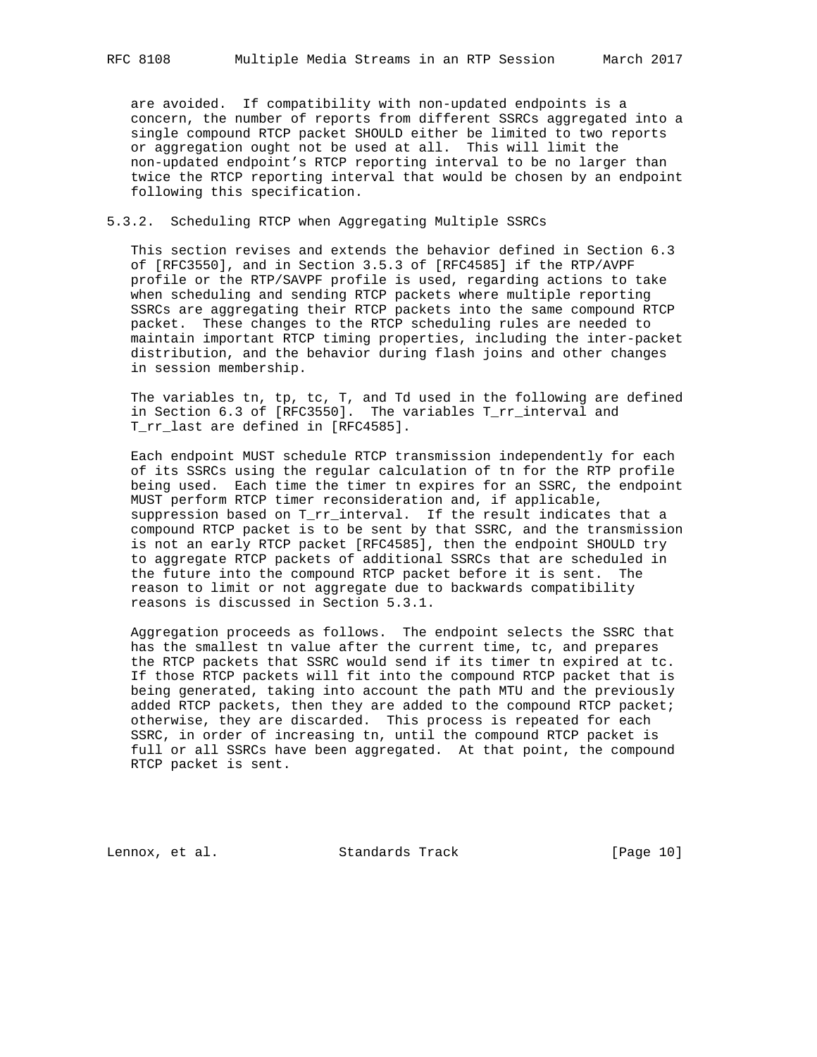are avoided. If compatibility with non-updated endpoints is a concern, the number of reports from different SSRCs aggregated into a single compound RTCP packet SHOULD either be limited to two reports or aggregation ought not be used at all. This will limit the non-updated endpoint's RTCP reporting interval to be no larger than twice the RTCP reporting interval that would be chosen by an endpoint following this specification.

### 5.3.2. Scheduling RTCP when Aggregating Multiple SSRCs

This section revises and extends the behavior defined in Section 6.3 of [RFC3550], and in Section 3.5.3 of [RFC4585] if the RTP/AVPF profile or the RTP/SAVPF profile is used, regarding actions to take when scheduling and sending RTCP packets where multiple reporting SSRCs are aggregating their RTCP packets into the same compound RTCP packet. These changes to the RTCP scheduling rules are needed to maintain important RTCP timing properties, including the inter-packet distribution, and the behavior during flash joins and other changes in session membership.

The variables tn, tp, tc, T, and Td used in the following are defined in Section 6.3 of [RFC3550]. The variables T_rr_interval and T_rr_last are defined in [RFC4585].

Each endpoint MUST schedule RTCP transmission independently for each of its SSRCs using the regular calculation of tn for the RTP profile being used. Each time the timer tn expires for an SSRC, the endpoint MUST perform RTCP timer reconsideration and, if applicable, suppression based on T_rr_interval. If the result indicates that a compound RTCP packet is to be sent by that SSRC, and the transmission is not an early RTCP packet [RFC4585], then the endpoint SHOULD try to aggregate RTCP packets of additional SSRCs that are scheduled in the future into the compound RTCP packet before it is sent. The reason to limit or not aggregate due to backwards compatibility reasons is discussed in Section 5.3.1.

Aggregation proceeds as follows. The endpoint selects the SSRC that has the smallest tn value after the current time, tc, and prepares the RTCP packets that SSRC would send if its timer tn expired at tc. If those RTCP packets will fit into the compound RTCP packet that is being generated, taking into account the path MTU and the previously added RTCP packets, then they are added to the compound RTCP packet; otherwise, they are discarded. This process is repeated for each SSRC, in order of increasing tn, until the compound RTCP packet is full or all SSRCs have been aggregated. At that point, the compound RTCP packet is sent.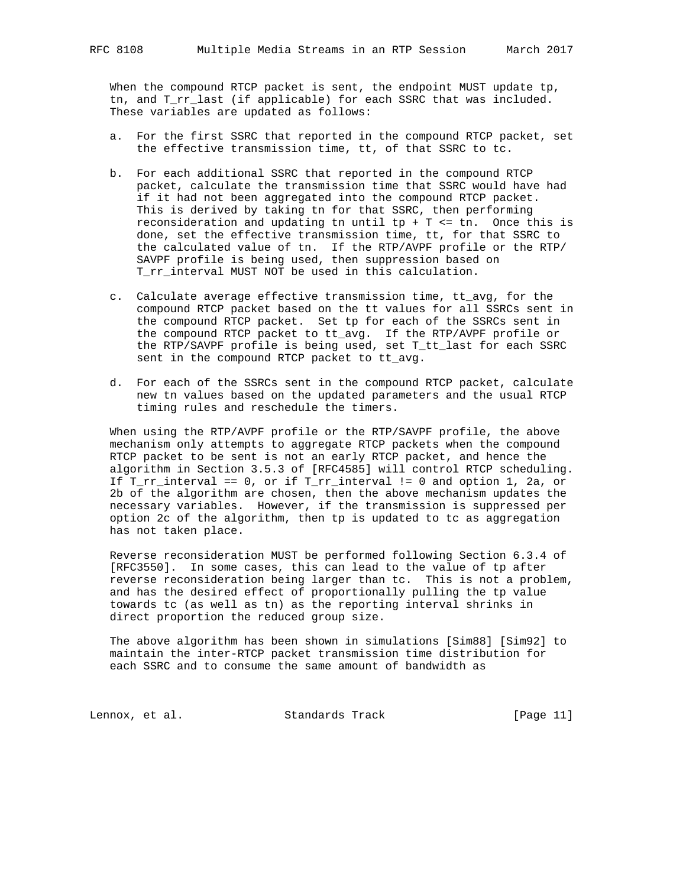When the compound RTCP packet is sent, the endpoint MUST update tp, tn, and T_rr_last (if applicable) for each SSRC that was included. These variables are updated as follows:

a. For the first SSRC that reported in the compound RTCP packet, set the effective transmission time, tt, of that SSRC to tc.

b. For each additional SSRC that reported in the compound RTCP packet, calculate the transmission time that SSRC would have had if it had not been aggregated into the compound RTCP packet. This is derived by taking tn for that SSRC, then performing reconsideration and updating tn until tp + T <= tn. Once this is done, set the effective transmission time, tt, for that SSRC to the calculated value of tn. If the RTP/AVPF profile or the RTP/SAVPF profile is being used, then suppression based on T_rr_interval MUST NOT be used in this calculation.

c. Calculate average effective transmission time, tt_avg, for the compound RTCP packet based on the tt values for all SSRCs sent in the compound RTCP packet. Set tp for each of the SSRCs sent in the compound RTCP packet to tt_avg. If the RTP/AVPF profile or the RTP/SAVPF profile is being used, set T_tt_last for each SSRC sent in the compound RTCP packet to tt_avg.

d. For each of the SSRCs sent in the compound RTCP packet, calculate new tn values based on the updated parameters and the usual RTCP timing rules and reschedule the timers.

When using the RTP/AVPF profile or the RTP/SAVPF profile, the above mechanism only attempts to aggregate RTCP packets when the compound RTCP packet to be sent is not an early RTCP packet, and hence the algorithm in Section 3.5.3 of [RFC4585] will control RTCP scheduling. If T_rr_interval == 0, or if T_rr_interval != 0 and option 1, 2a, or 2b of the algorithm are chosen, then the above mechanism updates the necessary variables. However, if the transmission is suppressed per option 2c of the algorithm, then tp is updated to tc as aggregation has not taken place.

Reverse reconsideration MUST be performed following Section 6.3.4 of [RFC3550]. In some cases, this can lead to the value of tp after reverse reconsideration being larger than tc. This is not a problem, and has the desired effect of proportionally pulling the tp value towards tc (as well as tn) as the reporting interval shrinks in direct proportion the reduced group size.

The above algorithm has been shown in simulations [Sim88] [Sim92] to maintain the inter-RTCP packet transmission time distribution for each SSRC and to consume the same amount of bandwidth as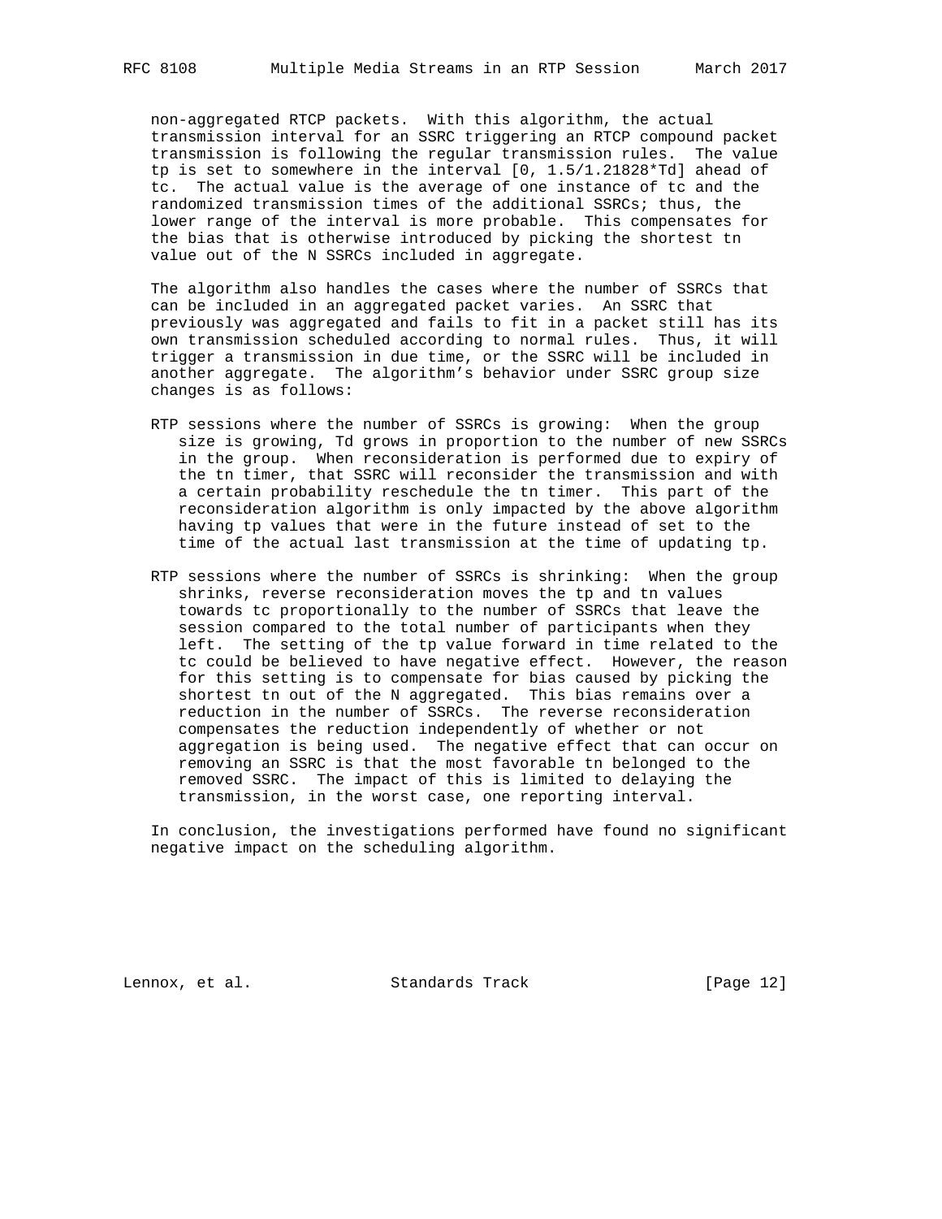non-aggregated RTCP packets. With this algorithm, the actual transmission interval for an SSRC triggering an RTCP compound packet transmission is following the regular transmission rules. The value tp is set to somewhere in the interval [0, 1.5/1.21828*Td] ahead of tc. The actual value is the average of one instance of tc and the randomized transmission times of the additional SSRCs; thus, the lower range of the interval is more probable. This compensates for the bias that is otherwise introduced by picking the shortest tn value out of the N SSRCs included in aggregate.

The algorithm also handles the cases where the number of SSRCs that can be included in an aggregated packet varies. An SSRC that previously was aggregated and fails to fit in a packet still has its own transmission scheduled according to normal rules. Thus, it will trigger a transmission in due time, or the SSRC will be included in another aggregate. The algorithm's behavior under SSRC group size changes is as follows:

RTP sessions where the number of SSRCs is growing: When the group size is growing, Td grows in proportion to the number of new SSRCs in the group. When reconsideration is performed due to expiry of the tn timer, that SSRC will reconsider the transmission and with a certain probability reschedule the tn timer. This part of the reconsideration algorithm is only impacted by the above algorithm having tp values that were in the future instead of set to the time of the actual last transmission at the time of updating tp.

RTP sessions where the number of SSRCs is shrinking: When the group shrinks, reverse reconsideration moves the tp and tn values towards tc proportionally to the number of SSRCs that leave the session compared to the total number of participants when they left. The setting of the tp value forward in time related to the tc could be believed to have negative effect. However, the reason for this setting is to compensate for bias caused by picking the shortest tn out of the N aggregated. This bias remains over a reduction in the number of SSRCs. The reverse reconsideration compensates the reduction independently of whether or not aggregation is being used. The negative effect that can occur on removing an SSRC is that the most favorable tn belonged to the removed SSRC. The impact of this is limited to delaying the transmission, in the worst case, one reporting interval.

In conclusion, the investigations performed have found no significant negative impact on the scheduling algorithm.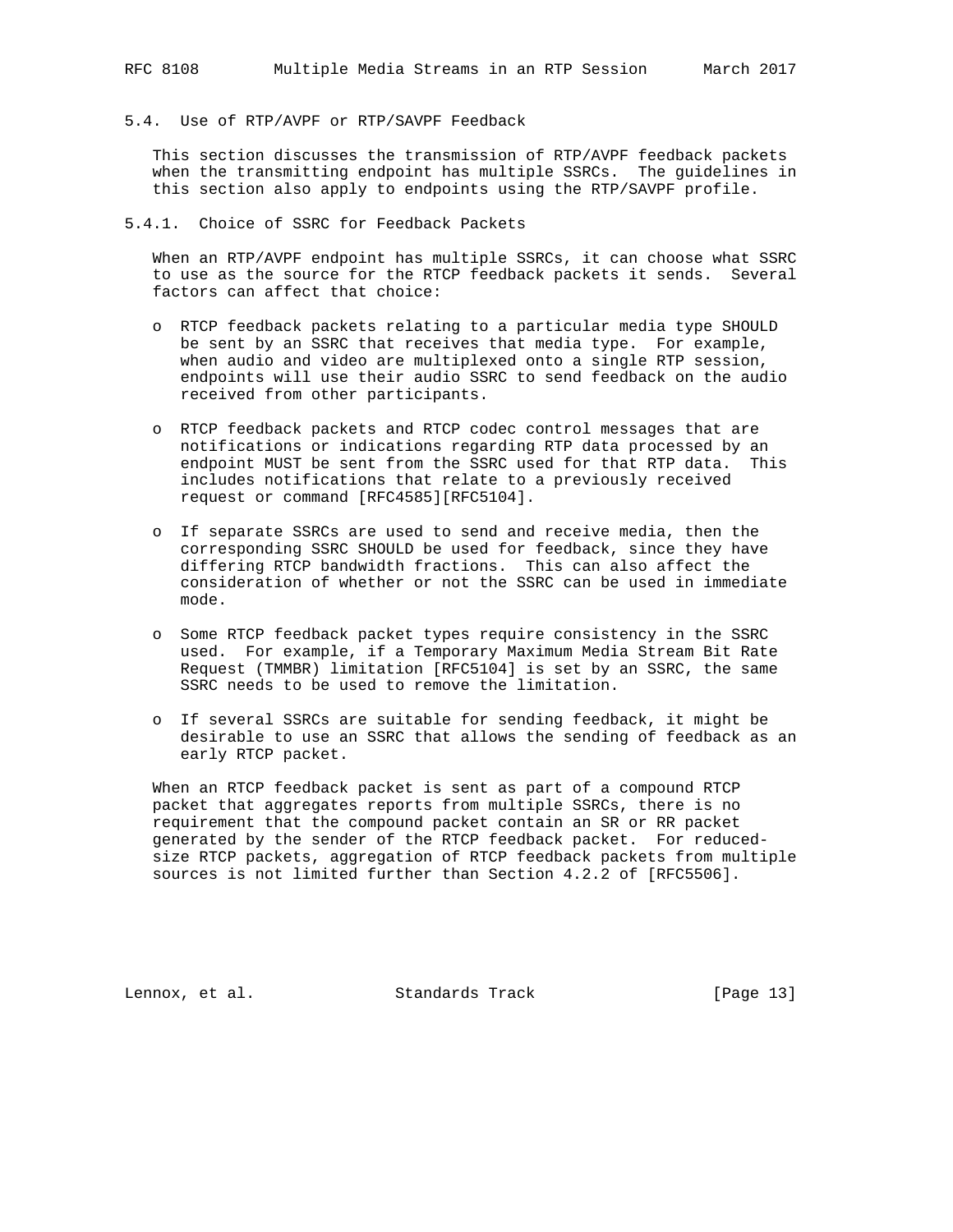### 5.4. Use of RTP/AVPF or RTP/SAVPF Feedback

This section discusses the transmission of RTP/AVPF feedback packets when the transmitting endpoint has multiple SSRCs. The guidelines in this section also apply to endpoints using the RTP/SAVPF profile.

#### 5.4.1. Choice of SSRC for Feedback Packets

When an RTP/AVPF endpoint has multiple SSRCs, it can choose what SSRC to use as the source for the RTCP feedback packets it sends. Several factors can affect that choice:

- RTCP feedback packets relating to a particular media type SHOULD be sent by an SSRC that receives that media type. For example, when audio and video are multiplexed onto a single RTP session, endpoints will use their audio SSRC to send feedback on the audio received from other participants.

- RTCP feedback packets and RTCP codec control messages that are notifications or indications regarding RTP data processed by an endpoint MUST be sent from the SSRC used for that RTP data. This includes notifications that relate to a previously received request or command [RFC4585][RFC5104].

- If separate SSRCs are used to send and receive media, then the corresponding SSRC SHOULD be used for feedback, since they have differing RTCP bandwidth fractions. This can also affect the consideration of whether or not the SSRC can be used in immediate mode.

- Some RTCP feedback packet types require consistency in the SSRC used. For example, if a Temporary Maximum Media Stream Bit Rate Request (TMMBR) limitation [RFC5104] is set by an SSRC, the same SSRC needs to be used to remove the limitation.

- If several SSRCs are suitable for sending feedback, it might be desirable to use an SSRC that allows the sending of feedback as an early RTCP packet.

When an RTCP feedback packet is sent as part of a compound RTCP packet that aggregates reports from multiple SSRCs, there is no requirement that the compound packet contain an SR or RR packet generated by the sender of the RTCP feedback packet. For reduced-size RTCP packets, aggregation of RTCP feedback packets from multiple sources is not limited further than Section 4.2.2 of [RFC5506].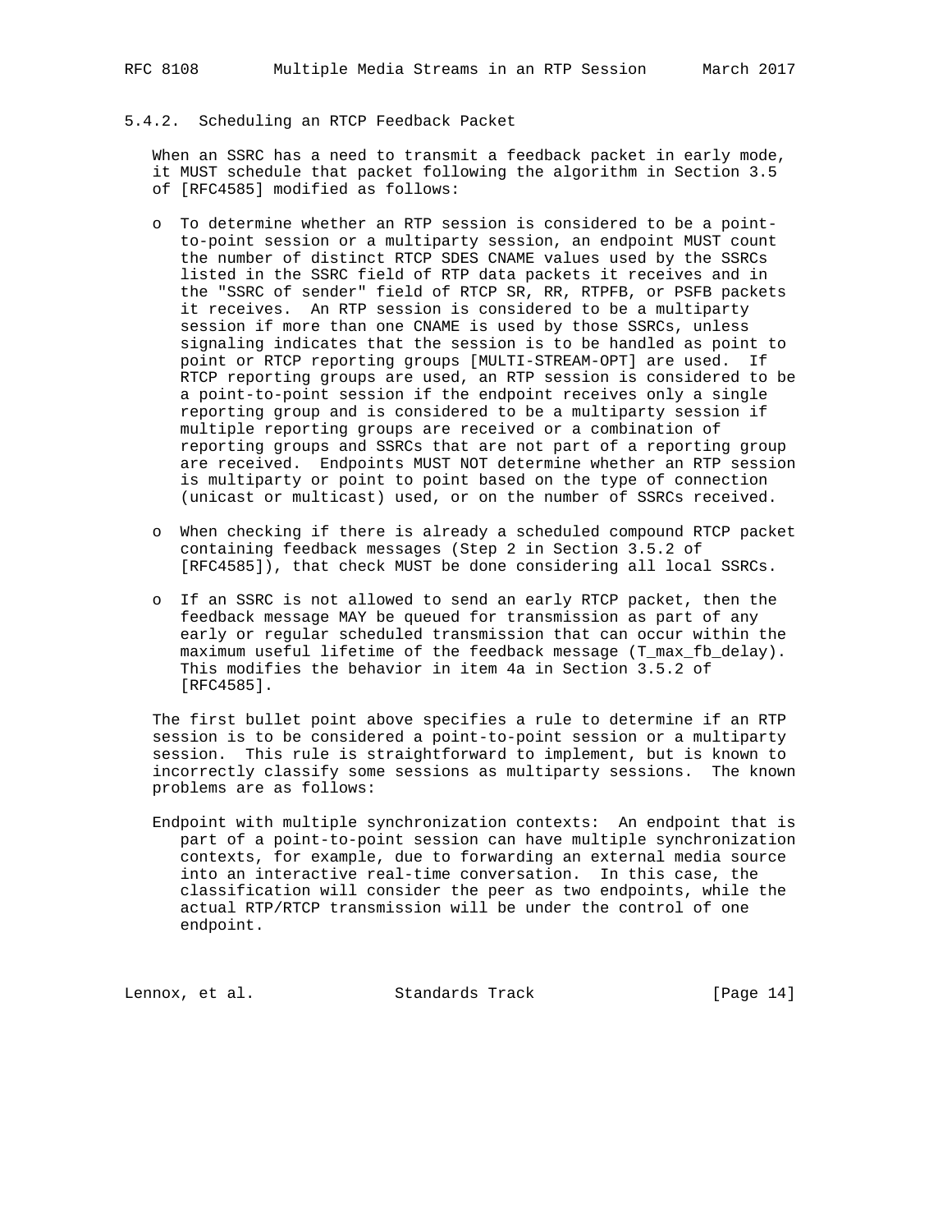### 5.4.2. Scheduling an RTCP Feedback Packet

When an SSRC has a need to transmit a feedback packet in early mode, it MUST schedule that packet following the algorithm in Section 3.5 of [RFC4585] modified as follows:

- To determine whether an RTP session is considered to be a point-to-point session or a multiparty session, an endpoint MUST count the number of distinct RTCP SDES CNAME values used by the SSRCs listed in the SSRC field of RTP data packets it receives and in the "SSRC of sender" field of RTCP SR, RR, RTPFB, or PSFB packets it receives. An RTP session is considered to be a multiparty session if more than one CNAME is used by those SSRCs, unless signaling indicates that the session is to be handled as point to point or RTCP reporting groups [MULTI-STREAM-OPT] are used. If RTCP reporting groups are used, an RTP session is considered to be a point-to-point session if the endpoint receives only a single reporting group and is considered to be a multiparty session if multiple reporting groups are received or a combination of reporting groups and SSRCs that are not part of a reporting group are received. Endpoints MUST NOT determine whether an RTP session is multiparty or point to point based on the type of connection (unicast or multicast) used, or on the number of SSRCs received.

- When checking if there is already a scheduled compound RTCP packet containing feedback messages (Step 2 in Section 3.5.2 of [RFC4585]), that check MUST be done considering all local SSRCs.

- If an SSRC is not allowed to send an early RTCP packet, then the feedback message MAY be queued for transmission as part of any early or regular scheduled transmission that can occur within the maximum useful lifetime of the feedback message (T_max_fb_delay). This modifies the behavior in item 4a in Section 3.5.2 of [RFC4585].

The first bullet point above specifies a rule to determine if an RTP session is to be considered a point-to-point session or a multiparty session. This rule is straightforward to implement, but is known to incorrectly classify some sessions as multiparty sessions. The known problems are as follows:

Endpoint with multiple synchronization contexts: An endpoint that is part of a point-to-point session can have multiple synchronization contexts, for example, due to forwarding an external media source into an interactive real-time conversation. In this case, the classification will consider the peer as two endpoints, while the actual RTP/RTCP transmission will be under the control of one endpoint.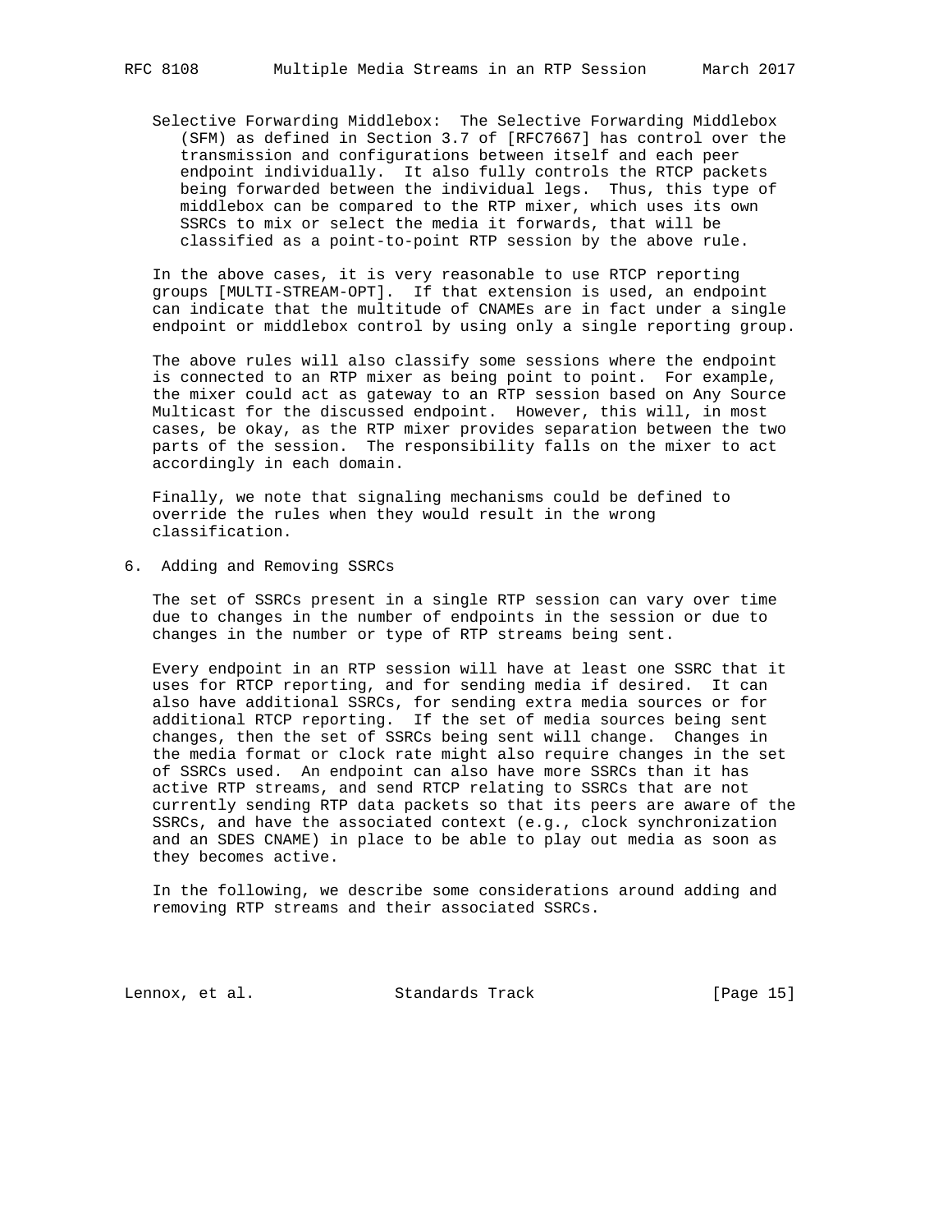Selective Forwarding Middlebox: The Selective Forwarding Middlebox (SFM) as defined in Section 3.7 of [RFC7667] has control over the transmission and configurations between itself and each peer endpoint individually. It also fully controls the RTCP packets being forwarded between the individual legs. Thus, this type of middlebox can be compared to the RTP mixer, which uses its own SSRCs to mix or select the media it forwards, that will be classified as a point-to-point RTP session by the above rule.

In the above cases, it is very reasonable to use RTCP reporting groups [MULTI-STREAM-OPT]. If that extension is used, an endpoint can indicate that the multitude of CNAMEs are in fact under a single endpoint or middlebox control by using only a single reporting group.

The above rules will also classify some sessions where the endpoint is connected to an RTP mixer as being point to point. For example, the mixer could act as gateway to an RTP session based on Any Source Multicast for the discussed endpoint. However, this will, in most cases, be okay, as the RTP mixer provides separation between the two parts of the session. The responsibility falls on the mixer to act accordingly in each domain.

Finally, we note that signaling mechanisms could be defined to override the rules when they would result in the wrong classification.

## 6. Adding and Removing SSRCs

The set of SSRCs present in a single RTP session can vary over time due to changes in the number of endpoints in the session or due to changes in the number or type of RTP streams being sent.

Every endpoint in an RTP session will have at least one SSRC that it uses for RTCP reporting, and for sending media if desired. It can also have additional SSRCs, for sending extra media sources or for additional RTCP reporting. If the set of media sources being sent changes, then the set of SSRCs being sent will change. Changes in the media format or clock rate might also require changes in the set of SSRCs used. An endpoint can also have more SSRCs than it has active RTP streams, and send RTCP relating to SSRCs that are not currently sending RTP data packets so that its peers are aware of the SSRCs, and have the associated context (e.g., clock synchronization and an SDES CNAME) in place to be able to play out media as soon as they becomes active.

In the following, we describe some considerations around adding and removing RTP streams and their associated SSRCs.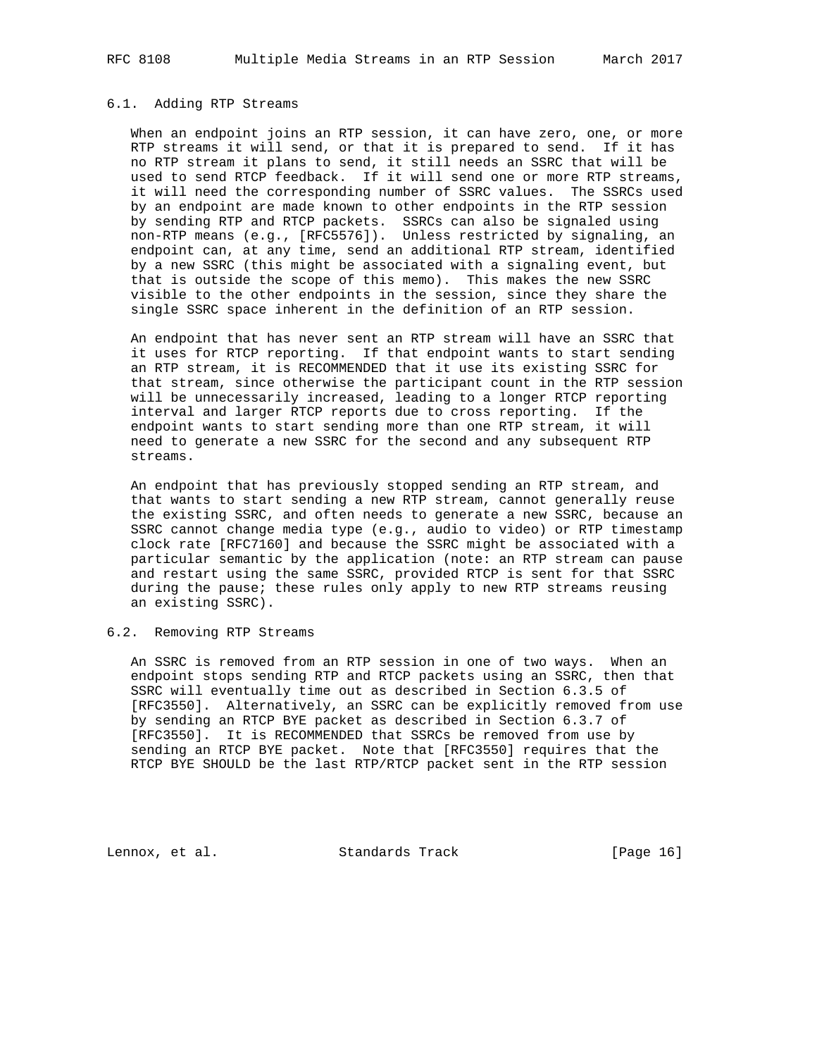### 6.1. Adding RTP Streams

When an endpoint joins an RTP session, it can have zero, one, or more RTP streams it will send, or that it is prepared to send. If it has no RTP stream it plans to send, it still needs an SSRC that will be used to send RTCP feedback. If it will send one or more RTP streams, it will need the corresponding number of SSRC values. The SSRCs used by an endpoint are made known to other endpoints in the RTP session by sending RTP and RTCP packets. SSRCs can also be signaled using non-RTP means (e.g., [RFC5576]). Unless restricted by signaling, an endpoint can, at any time, send an additional RTP stream, identified by a new SSRC (this might be associated with a signaling event, but that is outside the scope of this memo). This makes the new SSRC visible to the other endpoints in the session, since they share the single SSRC space inherent in the definition of an RTP session.

An endpoint that has never sent an RTP stream will have an SSRC that it uses for RTCP reporting. If that endpoint wants to start sending an RTP stream, it is RECOMMENDED that it use its existing SSRC for that stream, since otherwise the participant count in the RTP session will be unnecessarily increased, leading to a longer RTCP reporting interval and larger RTCP reports due to cross reporting. If the endpoint wants to start sending more than one RTP stream, it will need to generate a new SSRC for the second and any subsequent RTP streams.

An endpoint that has previously stopped sending an RTP stream, and that wants to start sending a new RTP stream, cannot generally reuse the existing SSRC, and often needs to generate a new SSRC, because an SSRC cannot change media type (e.g., audio to video) or RTP timestamp clock rate [RFC7160] and because the SSRC might be associated with a particular semantic by the application (note: an RTP stream can pause and restart using the same SSRC, provided RTCP is sent for that SSRC during the pause; these rules only apply to new RTP streams reusing an existing SSRC).

### 6.2. Removing RTP Streams

An SSRC is removed from an RTP session in one of two ways. When an endpoint stops sending RTP and RTCP packets using an SSRC, then that SSRC will eventually time out as described in Section 6.3.5 of [RFC3550]. Alternatively, an SSRC can be explicitly removed from use by sending an RTCP BYE packet as described in Section 6.3.7 of [RFC3550]. It is RECOMMENDED that SSRCs be removed from use by sending an RTCP BYE packet. Note that [RFC3550] requires that the RTCP BYE SHOULD be the last RTP/RTCP packet sent in the RTP session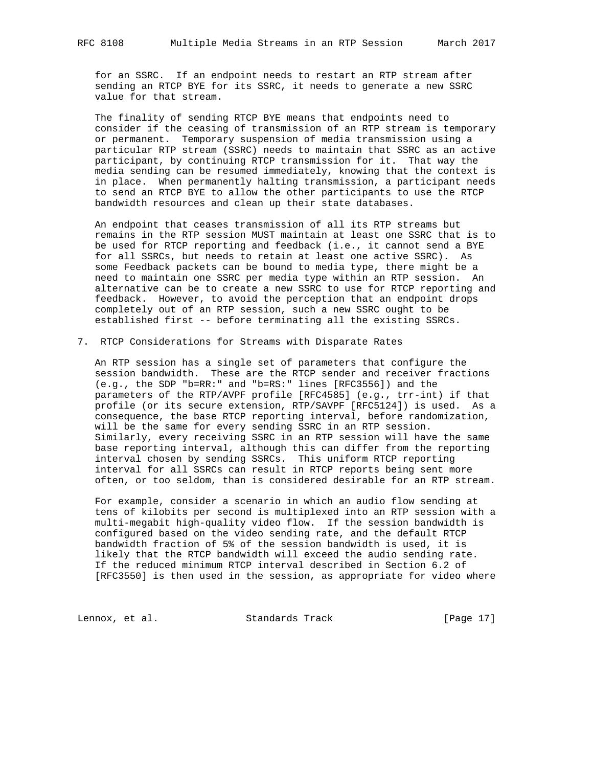for an SSRC. If an endpoint needs to restart an RTP stream after sending an RTCP BYE for its SSRC, it needs to generate a new SSRC value for that stream.

The finality of sending RTCP BYE means that endpoints need to consider if the ceasing of transmission of an RTP stream is temporary or permanent. Temporary suspension of media transmission using a particular RTP stream (SSRC) needs to maintain that SSRC as an active participant, by continuing RTCP transmission for it. That way the media sending can be resumed immediately, knowing that the context is in place. When permanently halting transmission, a participant needs to send an RTCP BYE to allow the other participants to use the RTCP bandwidth resources and clean up their state databases.

An endpoint that ceases transmission of all its RTP streams but remains in the RTP session MUST maintain at least one SSRC that is to be used for RTCP reporting and feedback (i.e., it cannot send a BYE for all SSRCs, but needs to retain at least one active SSRC). As some Feedback packets can be bound to media type, there might be a need to maintain one SSRC per media type within an RTP session. An alternative can be to create a new SSRC to use for RTCP reporting and feedback. However, to avoid the perception that an endpoint drops completely out of an RTP session, such a new SSRC ought to be established first -- before terminating all the existing SSRCs.

## 7. RTCP Considerations for Streams with Disparate Rates

An RTP session has a single set of parameters that configure the session bandwidth. These are the RTCP sender and receiver fractions (e.g., the SDP "b=RR:" and "b=RS:" lines [RFC3556]) and the parameters of the RTP/AVPF profile [RFC4585] (e.g., trr-int) if that profile (or its secure extension, RTP/SAVPF [RFC5124]) is used. As a consequence, the base RTCP reporting interval, before randomization, will be the same for every sending SSRC in an RTP session. Similarly, every receiving SSRC in an RTP session will have the same base reporting interval, although this can differ from the reporting interval chosen by sending SSRCs. This uniform RTCP reporting interval for all SSRCs can result in RTCP reports being sent more often, or too seldom, than is considered desirable for an RTP stream.

For example, consider a scenario in which an audio flow sending at tens of kilobits per second is multiplexed into an RTP session with a multi-megabit high-quality video flow. If the session bandwidth is configured based on the video sending rate, and the default RTCP bandwidth fraction of 5% of the session bandwidth is used, it is likely that the RTCP bandwidth will exceed the audio sending rate. If the reduced minimum RTCP interval described in Section 6.2 of [RFC3550] is then used in the session, as appropriate for video where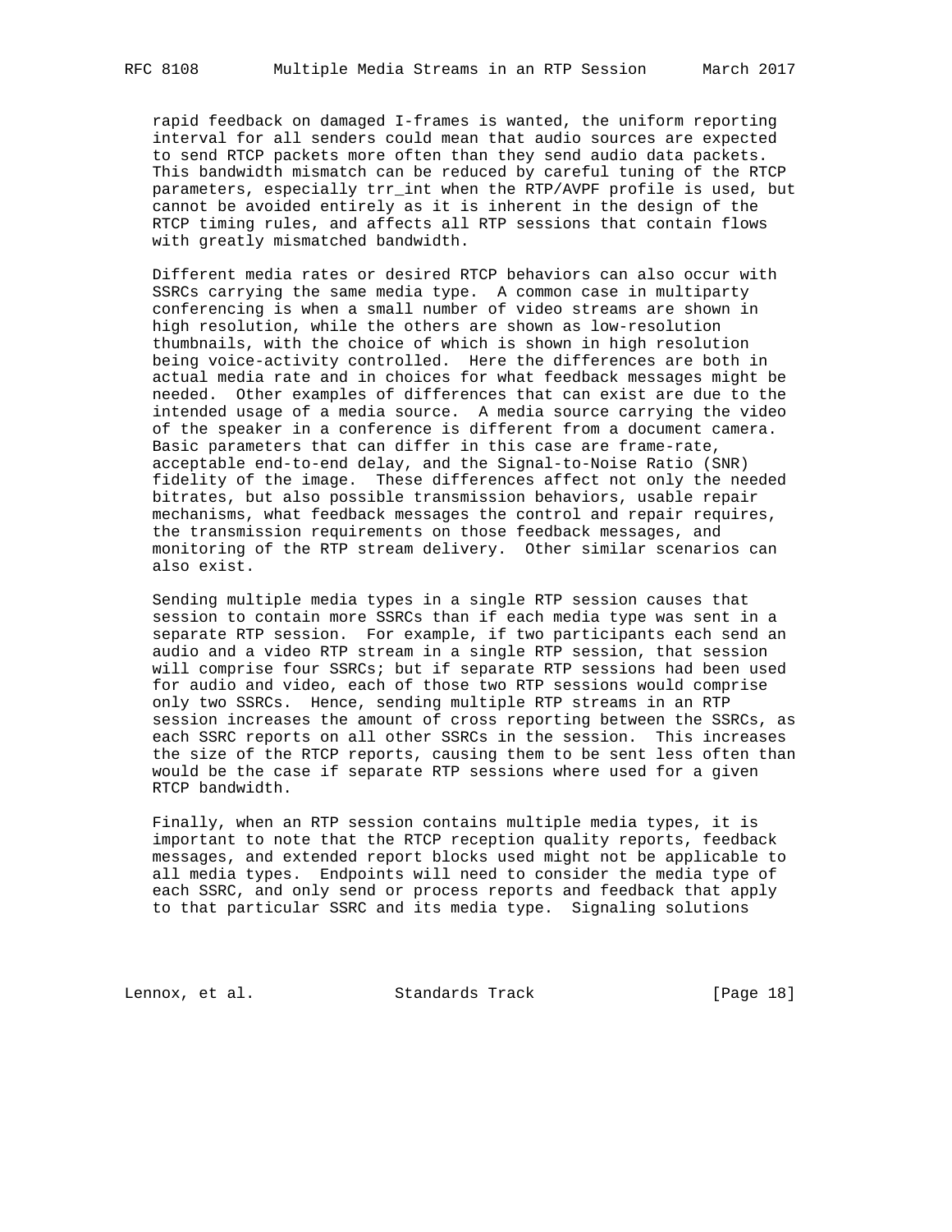rapid feedback on damaged I-frames is wanted, the uniform reporting interval for all senders could mean that audio sources are expected to send RTCP packets more often than they send audio data packets. This bandwidth mismatch can be reduced by careful tuning of the RTCP parameters, especially trr_int when the RTP/AVPF profile is used, but cannot be avoided entirely as it is inherent in the design of the RTCP timing rules, and affects all RTP sessions that contain flows with greatly mismatched bandwidth.

Different media rates or desired RTCP behaviors can also occur with SSRCs carrying the same media type. A common case in multiparty conferencing is when a small number of video streams are shown in high resolution, while the others are shown as low-resolution thumbnails, with the choice of which is shown in high resolution being voice-activity controlled. Here the differences are both in actual media rate and in choices for what feedback messages might be needed. Other examples of differences that can exist are due to the intended usage of a media source. A media source carrying the video of the speaker in a conference is different from a document camera. Basic parameters that can differ in this case are frame-rate, acceptable end-to-end delay, and the Signal-to-Noise Ratio (SNR) fidelity of the image. These differences affect not only the needed bitrates, but also possible transmission behaviors, usable repair mechanisms, what feedback messages the control and repair requires, the transmission requirements on those feedback messages, and monitoring of the RTP stream delivery. Other similar scenarios can also exist.

Sending multiple media types in a single RTP session causes that session to contain more SSRCs than if each media type was sent in a separate RTP session. For example, if two participants each send an audio and a video RTP stream in a single RTP session, that session will comprise four SSRCs; but if separate RTP sessions had been used for audio and video, each of those two RTP sessions would comprise only two SSRCs. Hence, sending multiple RTP streams in an RTP session increases the amount of cross reporting between the SSRCs, as each SSRC reports on all other SSRCs in the session. This increases the size of the RTCP reports, causing them to be sent less often than would be the case if separate RTP sessions where used for a given RTCP bandwidth.

Finally, when an RTP session contains multiple media types, it is important to note that the RTCP reception quality reports, feedback messages, and extended report blocks used might not be applicable to all media types. Endpoints will need to consider the media type of each SSRC, and only send or process reports and feedback that apply to that particular SSRC and its media type. Signaling solutions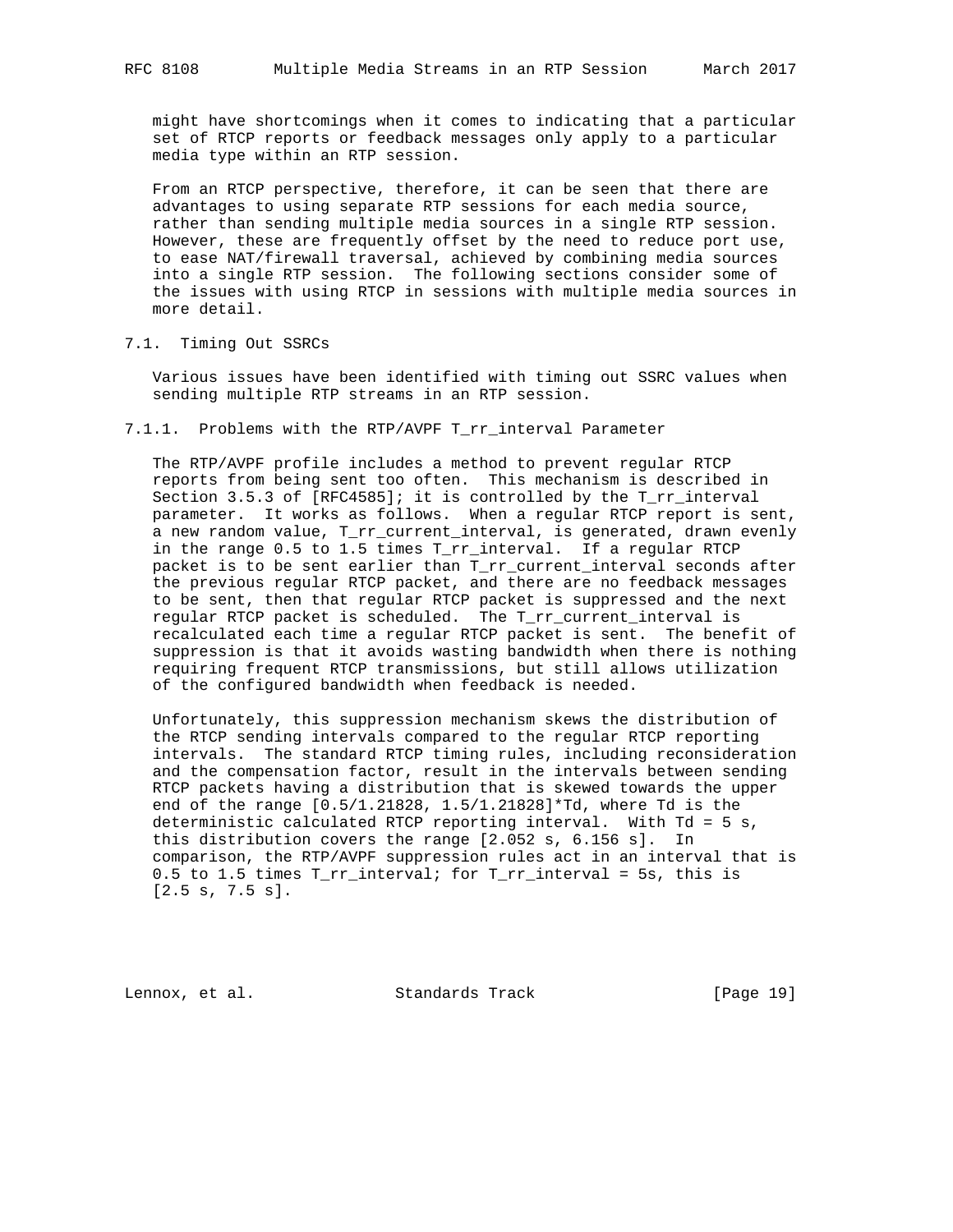might have shortcomings when it comes to indicating that a particular set of RTCP reports or feedback messages only apply to a particular media type within an RTP session.

From an RTCP perspective, therefore, it can be seen that there are advantages to using separate RTP sessions for each media source, rather than sending multiple media sources in a single RTP session. However, these are frequently offset by the need to reduce port use, to ease NAT/firewall traversal, achieved by combining media sources into a single RTP session. The following sections consider some of the issues with using RTCP in sessions with multiple media sources in more detail.

## 7.1. Timing Out SSRCs

Various issues have been identified with timing out SSRC values when sending multiple RTP streams in an RTP session.

### 7.1.1. Problems with the RTP/AVPF T_rr_interval Parameter

The RTP/AVPF profile includes a method to prevent regular RTCP reports from being sent too often. This mechanism is described in Section 3.5.3 of [RFC4585]; it is controlled by the T_rr_interval parameter. It works as follows. When a regular RTCP report is sent, a new random value, T_rr_current_interval, is generated, drawn evenly in the range 0.5 to 1.5 times T_rr_interval. If a regular RTCP packet is to be sent earlier than T_rr_current_interval seconds after the previous regular RTCP packet, and there are no feedback messages to be sent, then that regular RTCP packet is suppressed and the next regular RTCP packet is scheduled. The T_rr_current_interval is recalculated each time a regular RTCP packet is sent. The benefit of suppression is that it avoids wasting bandwidth when there is nothing requiring frequent RTCP transmissions, but still allows utilization of the configured bandwidth when feedback is needed.

Unfortunately, this suppression mechanism skews the distribution of the RTCP sending intervals compared to the regular RTCP reporting intervals. The standard RTCP timing rules, including reconsideration and the compensation factor, result in the intervals between sending RTCP packets having a distribution that is skewed towards the upper end of the range [0.5/1.21828, 1.5/1.21828]*Td, where Td is the deterministic calculated RTCP reporting interval. With Td = 5 s, this distribution covers the range [2.052 s, 6.156 s]. In comparison, the RTP/AVPF suppression rules act in an interval that is 0.5 to 1.5 times T_rr_interval; for T_rr_interval = 5s, this is [2.5 s, 7.5 s].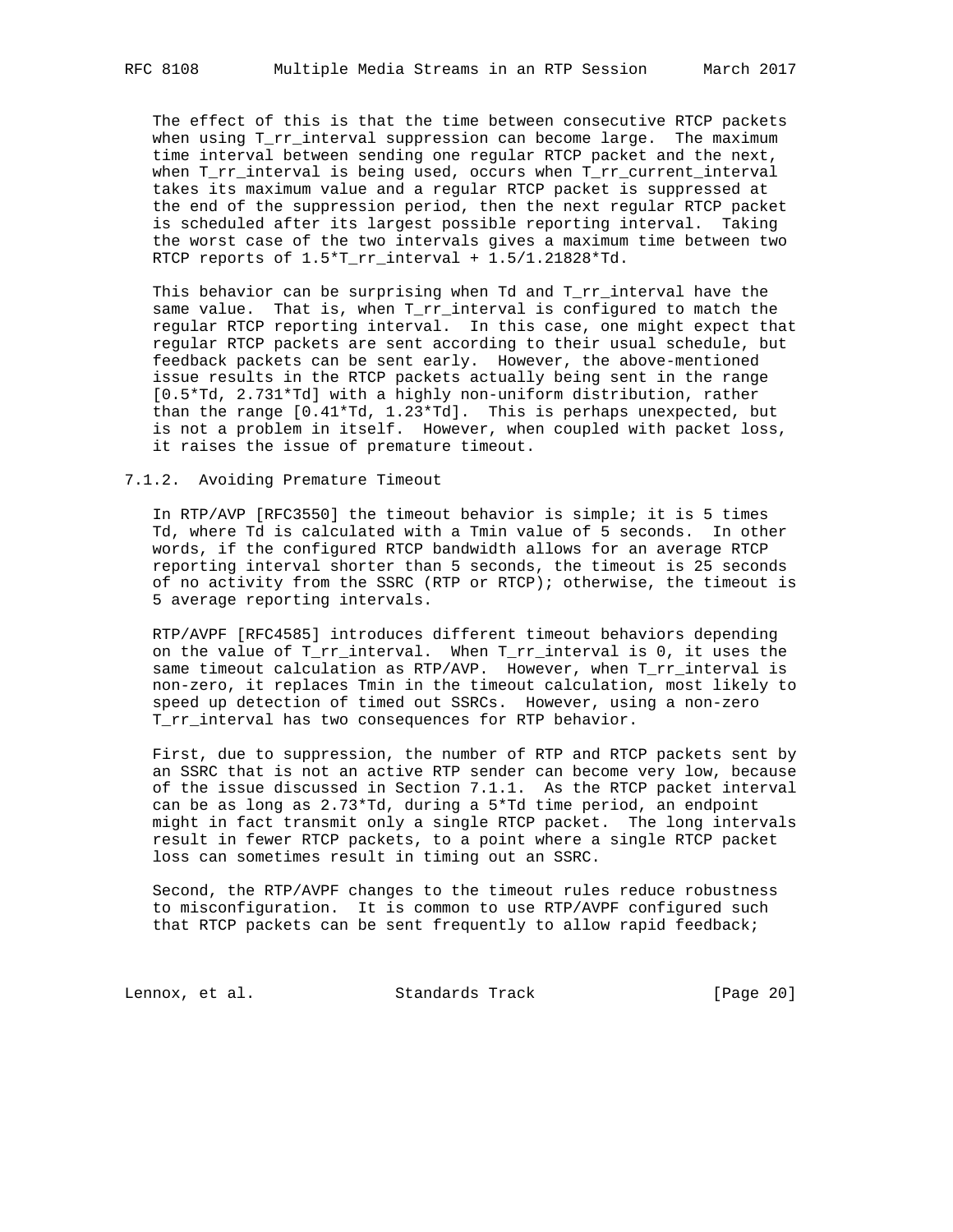The effect of this is that the time between consecutive RTCP packets when using T_rr_interval suppression can become large. The maximum time interval between sending one regular RTCP packet and the next, when T_rr_interval is being used, occurs when T_rr_current_interval takes its maximum value and a regular RTCP packet is suppressed at the end of the suppression period, then the next regular RTCP packet is scheduled after its largest possible reporting interval. Taking the worst case of the two intervals gives a maximum time between two RTCP reports of 1.5*T_rr_interval + 1.5/1.21828*Td.

This behavior can be surprising when Td and T_rr_interval have the same value. That is, when T_rr_interval is configured to match the regular RTCP reporting interval. In this case, one might expect that regular RTCP packets are sent according to their usual schedule, but feedback packets can be sent early. However, the above-mentioned issue results in the RTCP packets actually being sent in the range [0.5*Td, 2.731*Td] with a highly non-uniform distribution, rather than the range [0.41*Td, 1.23*Td]. This is perhaps unexpected, but is not a problem in itself. However, when coupled with packet loss, it raises the issue of premature timeout.

### 7.1.2. Avoiding Premature Timeout

In RTP/AVP [RFC3550] the timeout behavior is simple; it is 5 times Td, where Td is calculated with a Tmin value of 5 seconds. In other words, if the configured RTCP bandwidth allows for an average RTCP reporting interval shorter than 5 seconds, the timeout is 25 seconds of no activity from the SSRC (RTP or RTCP); otherwise, the timeout is 5 average reporting intervals.

RTP/AVPF [RFC4585] introduces different timeout behaviors depending on the value of T_rr_interval. When T_rr_interval is 0, it uses the same timeout calculation as RTP/AVP. However, when T_rr_interval is non-zero, it replaces Tmin in the timeout calculation, most likely to speed up detection of timed out SSRCs. However, using a non-zero T_rr_interval has two consequences for RTP behavior.

First, due to suppression, the number of RTP and RTCP packets sent by an SSRC that is not an active RTP sender can become very low, because of the issue discussed in Section 7.1.1. As the RTCP packet interval can be as long as 2.73*Td, during a 5*Td time period, an endpoint might in fact transmit only a single RTCP packet. The long intervals result in fewer RTCP packets, to a point where a single RTCP packet loss can sometimes result in timing out an SSRC.

Second, the RTP/AVPF changes to the timeout rules reduce robustness to misconfiguration. It is common to use RTP/AVPF configured such that RTCP packets can be sent frequently to allow rapid feedback;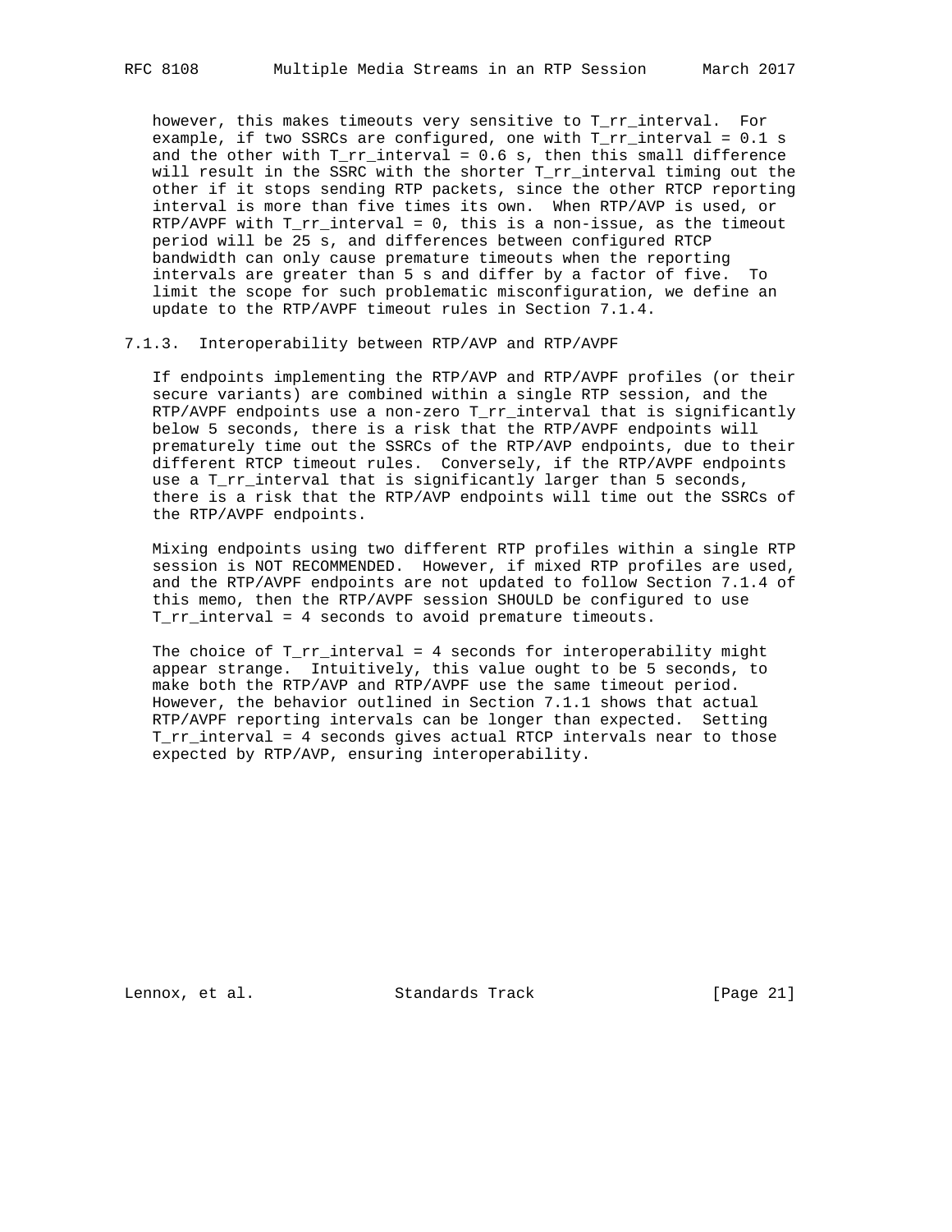however, this makes timeouts very sensitive to T_rr_interval. For example, if two SSRCs are configured, one with T_rr_interval = 0.1 s and the other with T_rr_interval = 0.6 s, then this small difference will result in the SSRC with the shorter T_rr_interval timing out the other if it stops sending RTP packets, since the other RTCP reporting interval is more than five times its own. When RTP/AVP is used, or RTP/AVPF with T_rr_interval = 0, this is a non-issue, as the timeout period will be 25 s, and differences between configured RTCP bandwidth can only cause premature timeouts when the reporting intervals are greater than 5 s and differ by a factor of five. To limit the scope for such problematic misconfiguration, we define an update to the RTP/AVPF timeout rules in Section 7.1.4.

### 7.1.3. Interoperability between RTP/AVP and RTP/AVPF

If endpoints implementing the RTP/AVP and RTP/AVPF profiles (or their secure variants) are combined within a single RTP session, and the RTP/AVPF endpoints use a non-zero T_rr_interval that is significantly below 5 seconds, there is a risk that the RTP/AVPF endpoints will prematurely time out the SSRCs of the RTP/AVP endpoints, due to their different RTCP timeout rules. Conversely, if the RTP/AVPF endpoints use a T_rr_interval that is significantly larger than 5 seconds, there is a risk that the RTP/AVP endpoints will time out the SSRCs of the RTP/AVPF endpoints.

Mixing endpoints using two different RTP profiles within a single RTP session is NOT RECOMMENDED. However, if mixed RTP profiles are used, and the RTP/AVPF endpoints are not updated to follow Section 7.1.4 of this memo, then the RTP/AVPF session SHOULD be configured to use T_rr_interval = 4 seconds to avoid premature timeouts.

The choice of T_rr_interval = 4 seconds for interoperability might appear strange. Intuitively, this value ought to be 5 seconds, to make both the RTP/AVP and RTP/AVPF use the same timeout period. However, the behavior outlined in Section 7.1.1 shows that actual RTP/AVPF reporting intervals can be longer than expected. Setting T_rr_interval = 4 seconds gives actual RTCP intervals near to those expected by RTP/AVP, ensuring interoperability.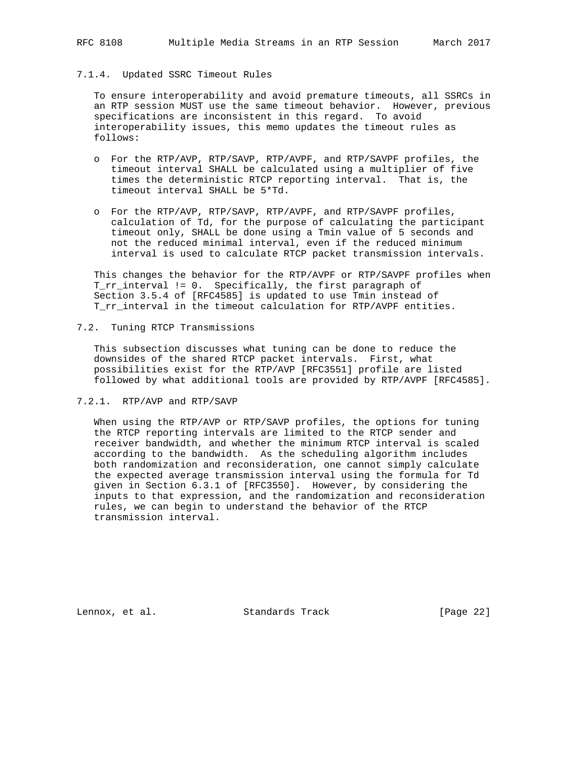#### 7.1.4. Updated SSRC Timeout Rules

To ensure interoperability and avoid premature timeouts, all SSRCs in an RTP session MUST use the same timeout behavior. However, previous specifications are inconsistent in this regard. To avoid interoperability issues, this memo updates the timeout rules as follows:

- For the RTP/AVP, RTP/SAVP, RTP/AVPF, and RTP/SAVPF profiles, the timeout interval SHALL be calculated using a multiplier of five times the deterministic RTCP reporting interval. That is, the timeout interval SHALL be 5*Td.

- For the RTP/AVP, RTP/SAVP, RTP/AVPF, and RTP/SAVPF profiles, calculation of Td, for the purpose of calculating the participant timeout only, SHALL be done using a Tmin value of 5 seconds and not the reduced minimal interval, even if the reduced minimum interval is used to calculate RTCP packet transmission intervals.

This changes the behavior for the RTP/AVPF or RTP/SAVPF profiles when T_rr_interval != 0. Specifically, the first paragraph of Section 3.5.4 of [RFC4585] is updated to use Tmin instead of T_rr_interval in the timeout calculation for RTP/AVPF entities.

### 7.2. Tuning RTCP Transmissions

This subsection discusses what tuning can be done to reduce the downsides of the shared RTCP packet intervals. First, what possibilities exist for the RTP/AVP [RFC3551] profile are listed followed by what additional tools are provided by RTP/AVPF [RFC4585].

#### 7.2.1. RTP/AVP and RTP/SAVP

When using the RTP/AVP or RTP/SAVP profiles, the options for tuning the RTCP reporting intervals are limited to the RTCP sender and receiver bandwidth, and whether the minimum RTCP interval is scaled according to the bandwidth. As the scheduling algorithm includes both randomization and reconsideration, one cannot simply calculate the expected average transmission interval using the formula for Td given in Section 6.3.1 of [RFC3550]. However, by considering the inputs to that expression, and the randomization and reconsideration rules, we can begin to understand the behavior of the RTCP transmission interval.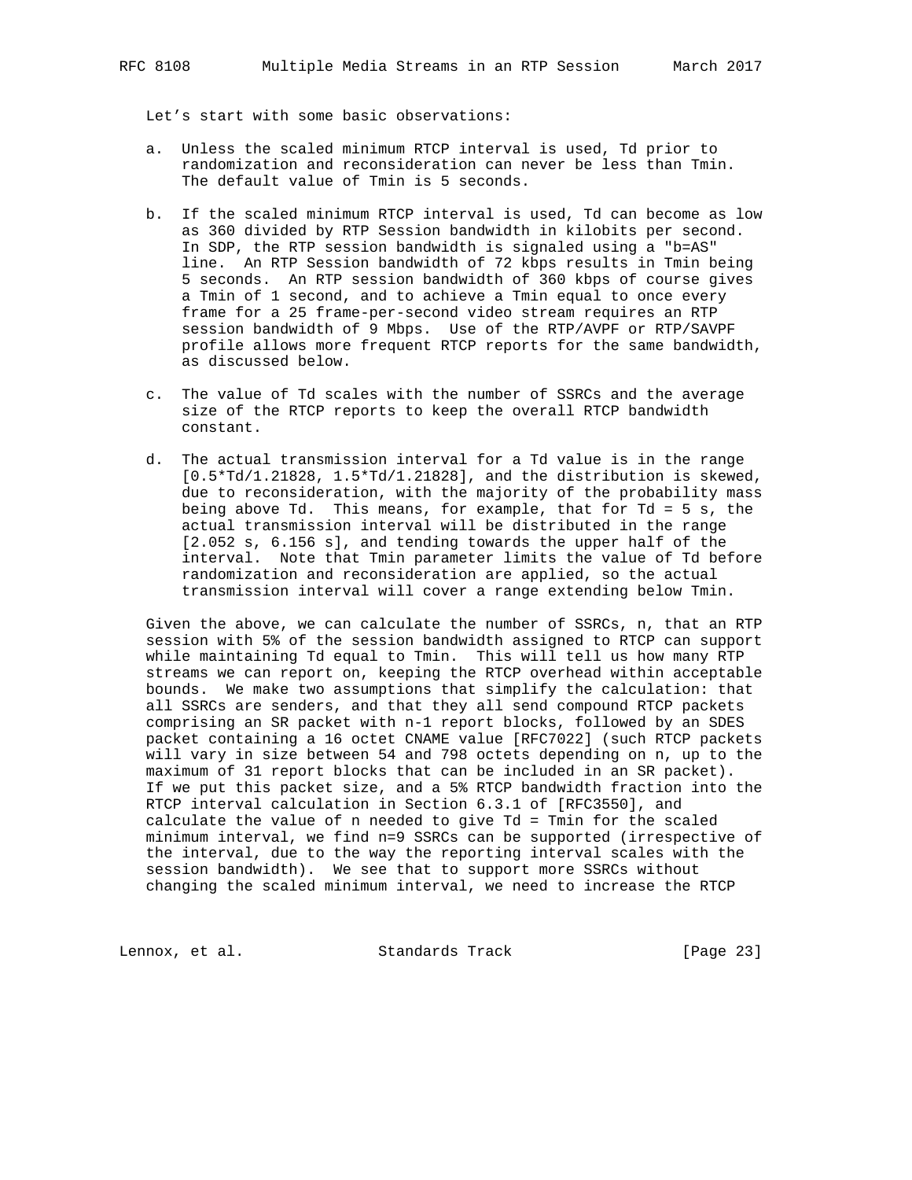Let's start with some basic observations:

a. Unless the scaled minimum RTCP interval is used, Td prior to randomization and reconsideration can never be less than Tmin. The default value of Tmin is 5 seconds.

b. If the scaled minimum RTCP interval is used, Td can become as low as 360 divided by RTP Session bandwidth in kilobits per second. In SDP, the RTP session bandwidth is signaled using a "b=AS" line. An RTP Session bandwidth of 72 kbps results in Tmin being 5 seconds. An RTP session bandwidth of 360 kbps of course gives a Tmin of 1 second, and to achieve a Tmin equal to once every frame for a 25 frame-per-second video stream requires an RTP session bandwidth of 9 Mbps. Use of the RTP/AVPF or RTP/SAVPF profile allows more frequent RTCP reports for the same bandwidth, as discussed below.

c. The value of Td scales with the number of SSRCs and the average size of the RTCP reports to keep the overall RTCP bandwidth constant.

d. The actual transmission interval for a Td value is in the range [0.5*Td/1.21828, 1.5*Td/1.21828], and the distribution is skewed, due to reconsideration, with the majority of the probability mass being above Td. This means, for example, that for Td = 5 s, the actual transmission interval will be distributed in the range [2.052 s, 6.156 s], and tending towards the upper half of the interval. Note that Tmin parameter limits the value of Td before randomization and reconsideration are applied, so the actual transmission interval will cover a range extending below Tmin.

Given the above, we can calculate the number of SSRCs, n, that an RTP session with 5% of the session bandwidth assigned to RTCP can support while maintaining Td equal to Tmin. This will tell us how many RTP streams we can report on, keeping the RTCP overhead within acceptable bounds. We make two assumptions that simplify the calculation: that all SSRCs are senders, and that they all send compound RTCP packets comprising an SR packet with n-1 report blocks, followed by an SDES packet containing a 16 octet CNAME value [RFC7022] (such RTCP packets will vary in size between 54 and 798 octets depending on n, up to the maximum of 31 report blocks that can be included in an SR packet). If we put this packet size, and a 5% RTCP bandwidth fraction into the RTCP interval calculation in Section 6.3.1 of [RFC3550], and calculate the value of n needed to give Td = Tmin for the scaled minimum interval, we find n=9 SSRCs can be supported (irrespective of the interval, due to the way the reporting interval scales with the session bandwidth). We see that to support more SSRCs without changing the scaled minimum interval, we need to increase the RTCP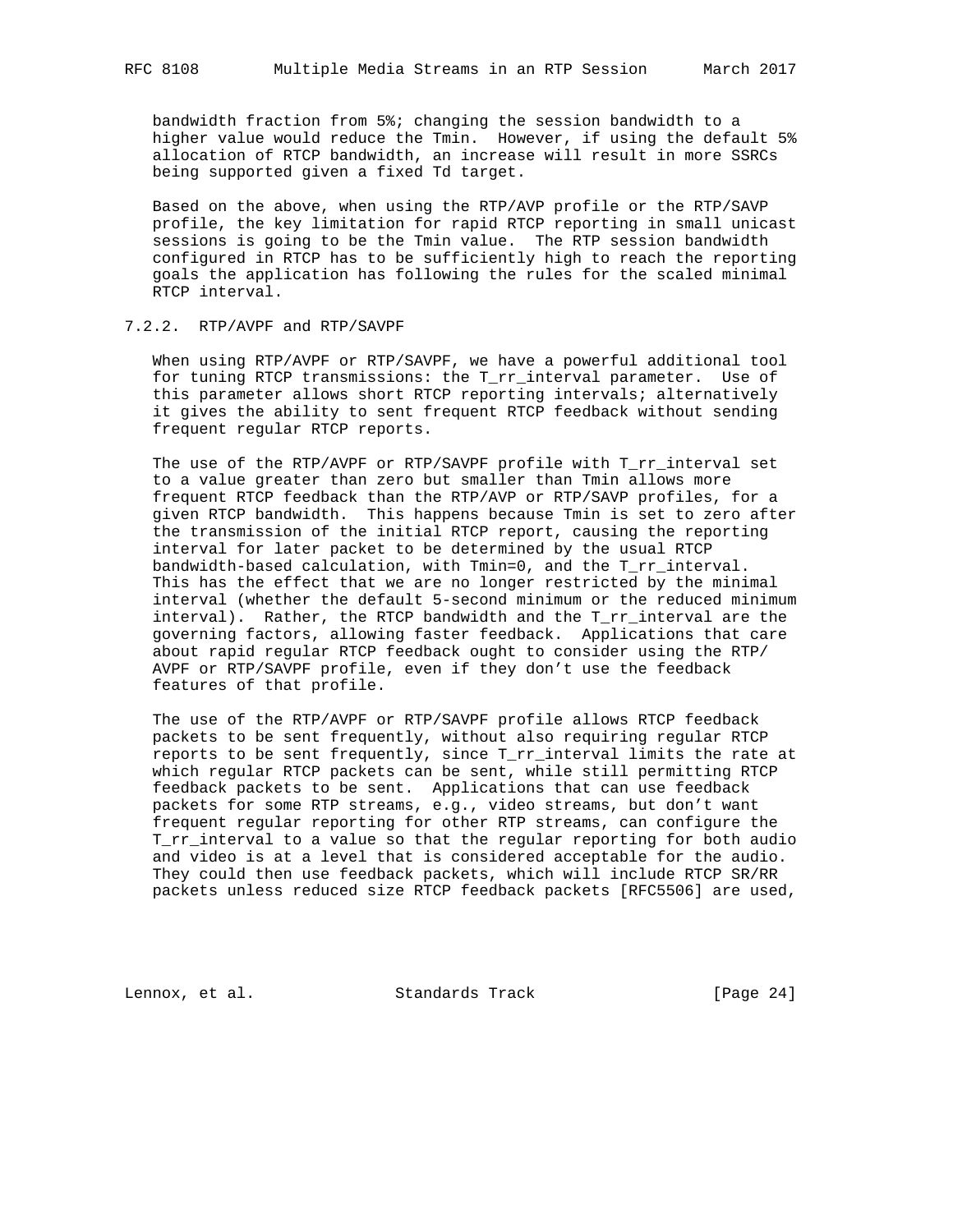bandwidth fraction from 5%; changing the session bandwidth to a higher value would reduce the Tmin. However, if using the default 5% allocation of RTCP bandwidth, an increase will result in more SSRCs being supported given a fixed Td target.

Based on the above, when using the RTP/AVP profile or the RTP/SAVP profile, the key limitation for rapid RTCP reporting in small unicast sessions is going to be the Tmin value. The RTP session bandwidth configured in RTCP has to be sufficiently high to reach the reporting goals the application has following the rules for the scaled minimal RTCP interval.

#### 7.2.2. RTP/AVPF and RTP/SAVPF

When using RTP/AVPF or RTP/SAVPF, we have a powerful additional tool for tuning RTCP transmissions: the T_rr_interval parameter. Use of this parameter allows short RTCP reporting intervals; alternatively it gives the ability to sent frequent RTCP feedback without sending frequent regular RTCP reports.

The use of the RTP/AVPF or RTP/SAVPF profile with T_rr_interval set to a value greater than zero but smaller than Tmin allows more frequent RTCP feedback than the RTP/AVP or RTP/SAVP profiles, for a given RTCP bandwidth. This happens because Tmin is set to zero after the transmission of the initial RTCP report, causing the reporting interval for later packet to be determined by the usual RTCP bandwidth-based calculation, with Tmin=0, and the T_rr_interval. This has the effect that we are no longer restricted by the minimal interval (whether the default 5-second minimum or the reduced minimum interval). Rather, the RTCP bandwidth and the T_rr_interval are the governing factors, allowing faster feedback. Applications that care about rapid regular RTCP feedback ought to consider using the RTP/AVPF or RTP/SAVPF profile, even if they don't use the feedback features of that profile.

The use of the RTP/AVPF or RTP/SAVPF profile allows RTCP feedback packets to be sent frequently, without also requiring regular RTCP reports to be sent frequently, since T_rr_interval limits the rate at which regular RTCP packets can be sent, while still permitting RTCP feedback packets to be sent. Applications that can use feedback packets for some RTP streams, e.g., video streams, but don't want frequent regular reporting for other RTP streams, can configure the T_rr_interval to a value so that the regular reporting for both audio and video is at a level that is considered acceptable for the audio. They could then use feedback packets, which will include RTCP SR/RR packets unless reduced size RTCP feedback packets [RFC5506] are used,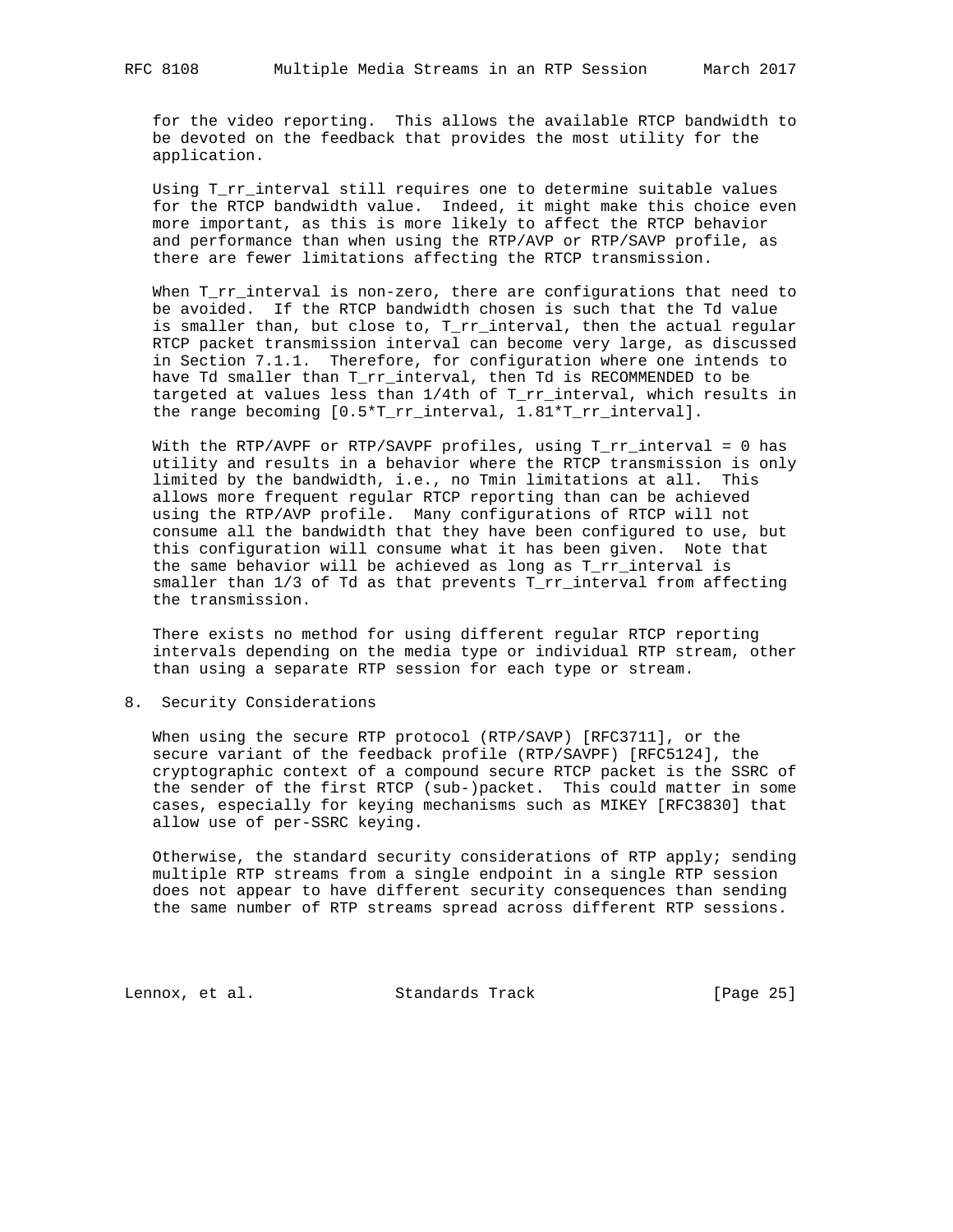for the video reporting. This allows the available RTCP bandwidth to be devoted on the feedback that provides the most utility for the application.

Using T_rr_interval still requires one to determine suitable values for the RTCP bandwidth value. Indeed, it might make this choice even more important, as this is more likely to affect the RTCP behavior and performance than when using the RTP/AVP or RTP/SAVP profile, as there are fewer limitations affecting the RTCP transmission.

When T_rr_interval is non-zero, there are configurations that need to be avoided. If the RTCP bandwidth chosen is such that the Td value is smaller than, but close to, T_rr_interval, then the actual regular RTCP packet transmission interval can become very large, as discussed in Section 7.1.1. Therefore, for configuration where one intends to have Td smaller than T_rr_interval, then Td is RECOMMENDED to be targeted at values less than 1/4th of T_rr_interval, which results in the range becoming [0.5*T_rr_interval, 1.81*T_rr_interval].

With the RTP/AVPF or RTP/SAVPF profiles, using T_rr_interval = 0 has utility and results in a behavior where the RTCP transmission is only limited by the bandwidth, i.e., no Tmin limitations at all. This allows more frequent regular RTCP reporting than can be achieved using the RTP/AVP profile. Many configurations of RTCP will not consume all the bandwidth that they have been configured to use, but this configuration will consume what it has been given. Note that the same behavior will be achieved as long as T_rr_interval is smaller than 1/3 of Td as that prevents T_rr_interval from affecting the transmission.

There exists no method for using different regular RTCP reporting intervals depending on the media type or individual RTP stream, other than using a separate RTP session for each type or stream.

## 8. Security Considerations

When using the secure RTP protocol (RTP/SAVP) [RFC3711], or the secure variant of the feedback profile (RTP/SAVPF) [RFC5124], the cryptographic context of a compound secure RTCP packet is the SSRC of the sender of the first RTCP (sub-)packet. This could matter in some cases, especially for keying mechanisms such as MIKEY [RFC3830] that allow use of per-SSRC keying.

Otherwise, the standard security considerations of RTP apply; sending multiple RTP streams from a single endpoint in a single RTP session does not appear to have different security consequences than sending the same number of RTP streams spread across different RTP sessions.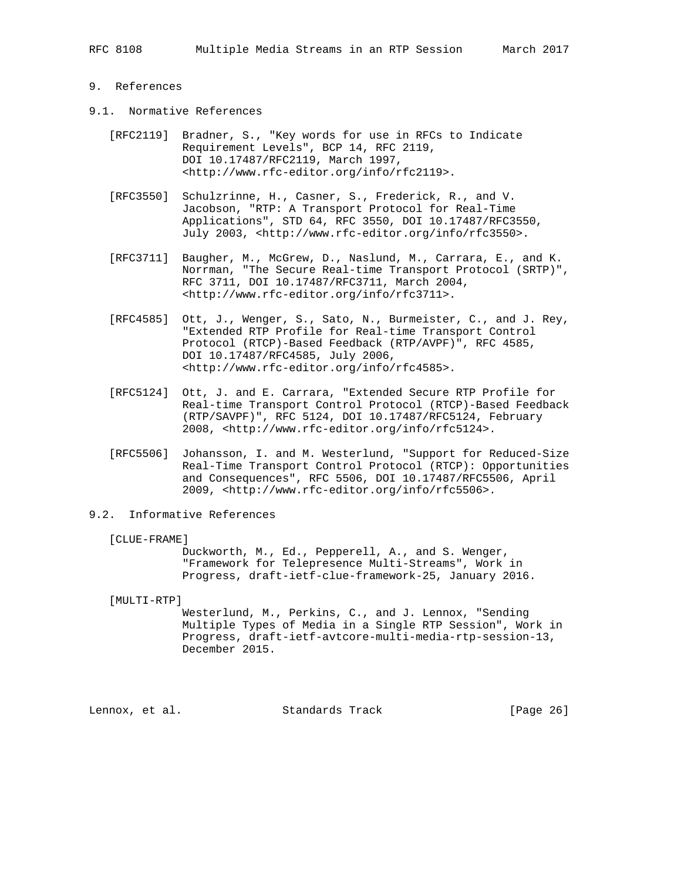# 9. References

## 9.1. Normative References

[RFC2119] Bradner, S., "Key words for use in RFCs to Indicate Requirement Levels", BCP 14, RFC 2119, DOI 10.17487/RFC2119, March 1997, <http://www.rfc-editor.org/info/rfc2119>.

[RFC3550] Schulzrinne, H., Casner, S., Frederick, R., and V. Jacobson, "RTP: A Transport Protocol for Real-Time Applications", STD 64, RFC 3550, DOI 10.17487/RFC3550, July 2003, <http://www.rfc-editor.org/info/rfc3550>.

[RFC3711] Baugher, M., McGrew, D., Naslund, M., Carrara, E., and K. Norrman, "The Secure Real-time Transport Protocol (SRTP)", RFC 3711, DOI 10.17487/RFC3711, March 2004, <http://www.rfc-editor.org/info/rfc3711>.

[RFC4585] Ott, J., Wenger, S., Sato, N., Burmeister, C., and J. Rey, "Extended RTP Profile for Real-time Transport Control Protocol (RTCP)-Based Feedback (RTP/AVPF)", RFC 4585, DOI 10.17487/RFC4585, July 2006, <http://www.rfc-editor.org/info/rfc4585>.

[RFC5124] Ott, J. and E. Carrara, "Extended Secure RTP Profile for Real-time Transport Control Protocol (RTCP)-Based Feedback (RTP/SAVPF)", RFC 5124, DOI 10.17487/RFC5124, February 2008, <http://www.rfc-editor.org/info/rfc5124>.

[RFC5506] Johansson, I. and M. Westerlund, "Support for Reduced-Size Real-Time Transport Control Protocol (RTCP): Opportunities and Consequences", RFC 5506, DOI 10.17487/RFC5506, April 2009, <http://www.rfc-editor.org/info/rfc5506>.

## 9.2. Informative References

[CLUE-FRAME] Duckworth, M., Ed., Pepperell, A., and S. Wenger, "Framework for Telepresence Multi-Streams", Work in Progress, draft-ietf-clue-framework-25, January 2016.

[MULTI-RTP] Westerlund, M., Perkins, C., and J. Lennox, "Sending Multiple Types of Media in a Single RTP Session", Work in Progress, draft-ietf-avtcore-multi-media-rtp-session-13, December 2015.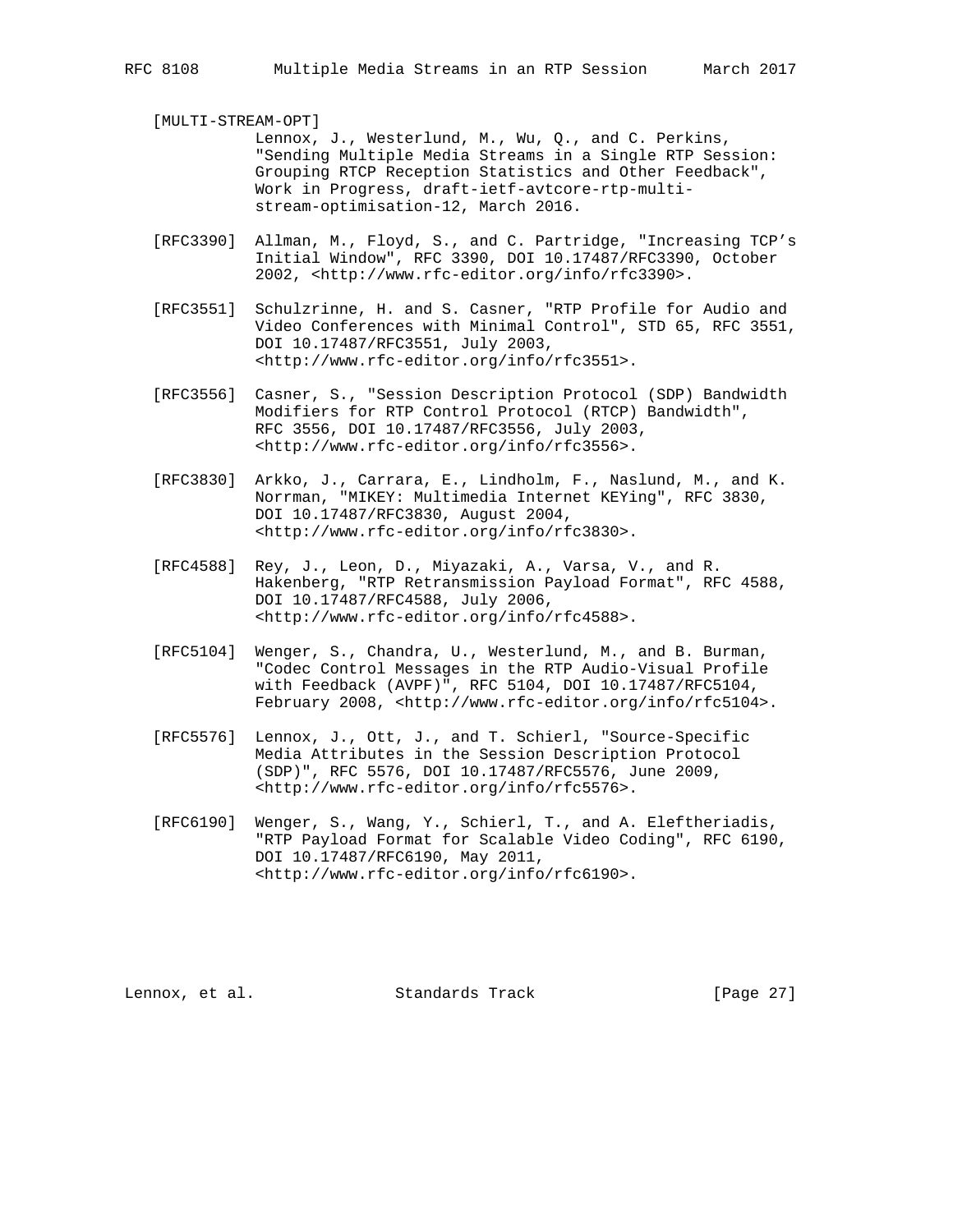[MULTI-STREAM-OPT]
Lennox, J., Westerlund, M., Wu, Q., and C. Perkins, "Sending Multiple Media Streams in a Single RTP Session: Grouping RTCP Reception Statistics and Other Feedback", Work in Progress, draft-ietf-avtcore-rtp-multi-stream-optimisation-12, March 2016.

[RFC3390] Allman, M., Floyd, S., and C. Partridge, "Increasing TCP's Initial Window", RFC 3390, DOI 10.17487/RFC3390, October 2002, <http://www.rfc-editor.org/info/rfc3390>.

[RFC3551] Schulzrinne, H. and S. Casner, "RTP Profile for Audio and Video Conferences with Minimal Control", STD 65, RFC 3551, DOI 10.17487/RFC3551, July 2003, <http://www.rfc-editor.org/info/rfc3551>.

[RFC3556] Casner, S., "Session Description Protocol (SDP) Bandwidth Modifiers for RTP Control Protocol (RTCP) Bandwidth", RFC 3556, DOI 10.17487/RFC3556, July 2003, <http://www.rfc-editor.org/info/rfc3556>.

[RFC3830] Arkko, J., Carrara, E., Lindholm, F., Naslund, M., and K. Norrman, "MIKEY: Multimedia Internet KEYing", RFC 3830, DOI 10.17487/RFC3830, August 2004, <http://www.rfc-editor.org/info/rfc3830>.

[RFC4588] Rey, J., Leon, D., Miyazaki, A., Varsa, V., and R. Hakenberg, "RTP Retransmission Payload Format", RFC 4588, DOI 10.17487/RFC4588, July 2006, <http://www.rfc-editor.org/info/rfc4588>.

[RFC5104] Wenger, S., Chandra, U., Westerlund, M., and B. Burman, "Codec Control Messages in the RTP Audio-Visual Profile with Feedback (AVPF)", RFC 5104, DOI 10.17487/RFC5104, February 2008, <http://www.rfc-editor.org/info/rfc5104>.

[RFC5576] Lennox, J., Ott, J., and T. Schierl, "Source-Specific Media Attributes in the Session Description Protocol (SDP)", RFC 5576, DOI 10.17487/RFC5576, June 2009, <http://www.rfc-editor.org/info/rfc5576>.

[RFC6190] Wenger, S., Wang, Y., Schierl, T., and A. Eleftheriadis, "RTP Payload Format for Scalable Video Coding", RFC 6190, DOI 10.17487/RFC6190, May 2011, <http://www.rfc-editor.org/info/rfc6190>.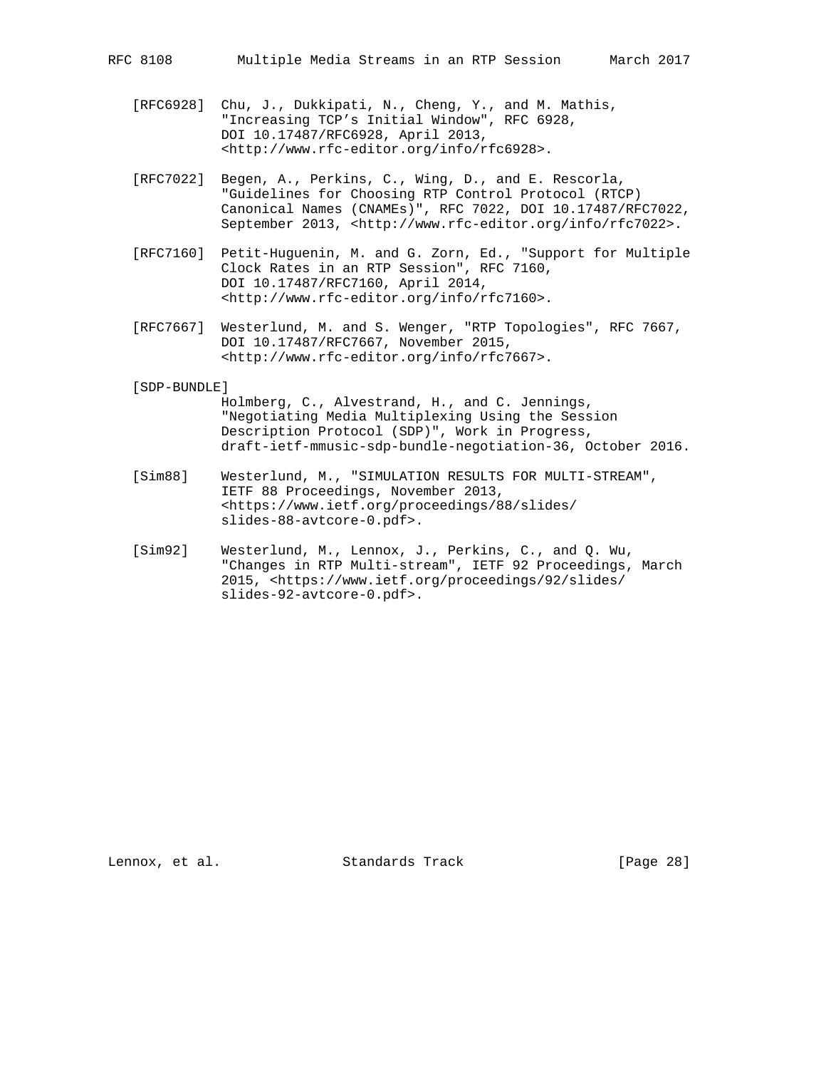[RFC6928] Chu, J., Dukkipati, N., Cheng, Y., and M. Mathis, "Increasing TCP's Initial Window", RFC 6928, DOI 10.17487/RFC6928, April 2013, <http://www.rfc-editor.org/info/rfc6928>.

[RFC7022] Begen, A., Perkins, C., Wing, D., and E. Rescorla, "Guidelines for Choosing RTP Control Protocol (RTCP) Canonical Names (CNAMEs)", RFC 7022, DOI 10.17487/RFC7022, September 2013, <http://www.rfc-editor.org/info/rfc7022>.

[RFC7160] Petit-Huguenin, M. and G. Zorn, Ed., "Support for Multiple Clock Rates in an RTP Session", RFC 7160, DOI 10.17487/RFC7160, April 2014, <http://www.rfc-editor.org/info/rfc7160>.

[RFC7667] Westerlund, M. and S. Wenger, "RTP Topologies", RFC 7667, DOI 10.17487/RFC7667, November 2015, <http://www.rfc-editor.org/info/rfc7667>.

[SDP-BUNDLE] Holmberg, C., Alvestrand, H., and C. Jennings, "Negotiating Media Multiplexing Using the Session Description Protocol (SDP)", Work in Progress, draft-ietf-mmusic-sdp-bundle-negotiation-36, October 2016.

[Sim88] Westerlund, M., "SIMULATION RESULTS FOR MULTI-STREAM", IETF 88 Proceedings, November 2013, <https://www.ietf.org/proceedings/88/slides/slides-88-avtcore-0.pdf>.

[Sim92] Westerlund, M., Lennox, J., Perkins, C., and Q. Wu, "Changes in RTP Multi-stream", IETF 92 Proceedings, March 2015, <https://www.ietf.org/proceedings/92/slides/slides-92-avtcore-0.pdf>.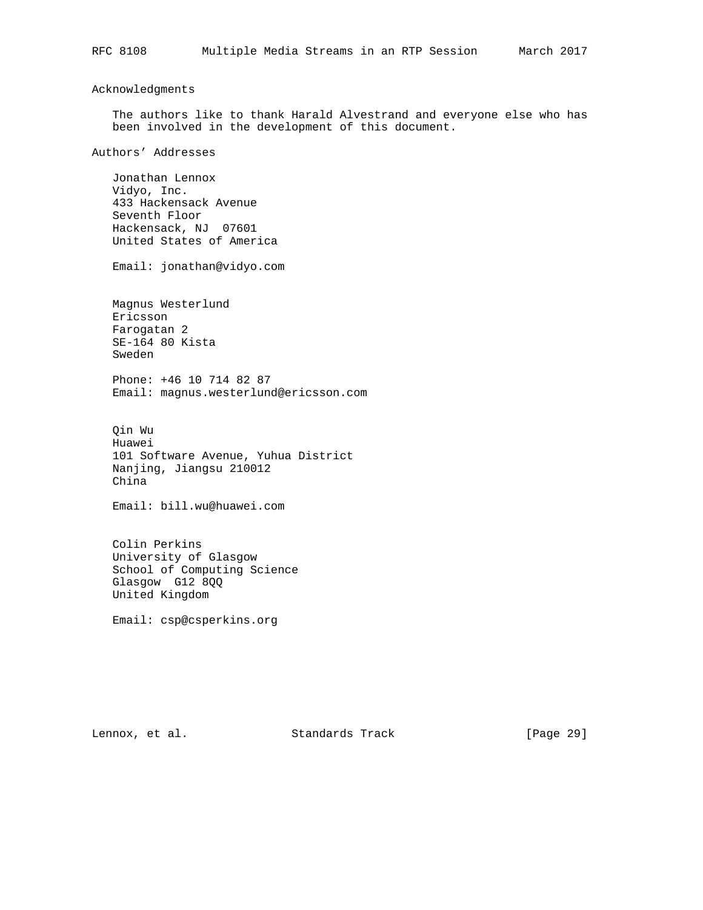## Acknowledgments

The authors like to thank Harald Alvestrand and everyone else who has been involved in the development of this document.

## Authors' Addresses

Jonathan Lennox
Vidyo, Inc.
433 Hackensack Avenue
Seventh Floor
Hackensack, NJ  07601
United States of America

Email: jonathan@vidyo.com

Magnus Westerlund
Ericsson
Farogatan 2
SE-164 80 Kista
Sweden

Phone: +46 10 714 82 87
Email: magnus.westerlund@ericsson.com

Qin Wu
Huawei
101 Software Avenue, Yuhua District
Nanjing, Jiangsu 210012
China

Email: bill.wu@huawei.com

Colin Perkins
University of Glasgow
School of Computing Science
Glasgow  G12 8QQ
United Kingdom

Email: csp@csperkins.org